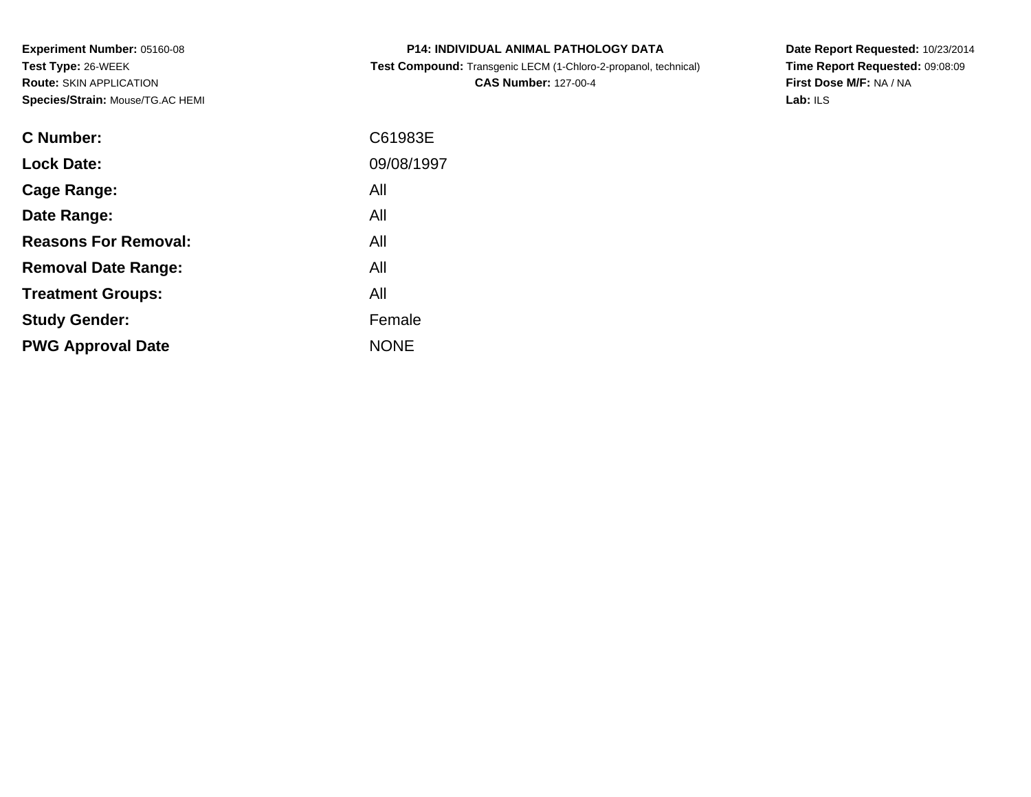**Experiment Number:** 05160-08
**Test Type:** 26-WEEK
**Route:** SKIN APPLICATION
**Species/Strain:** Mouse/TG.AC HEMI

**P14: INDIVIDUAL ANIMAL PATHOLOGY DATA**
**Test Compound:** Transgenic LECM (1-Chloro-2-propanol, technical)
**CAS Number:** 127-00-4

**Date Report Requested:** 10/23/2014
**Time Report Requested:** 09:08:09
**First Dose M/F:** NA / NA
**Lab:** ILS

| | |
|---|---|
| **C Number:** | C61983E |
| **Lock Date:** | 09/08/1997 |
| **Cage Range:** | All |
| **Date Range:** | All |
| **Reasons For Removal:** | All |
| **Removal Date Range:** | All |
| **Treatment Groups:** | All |
| **Study Gender:** | Female |
| **PWG Approval Date** | NONE |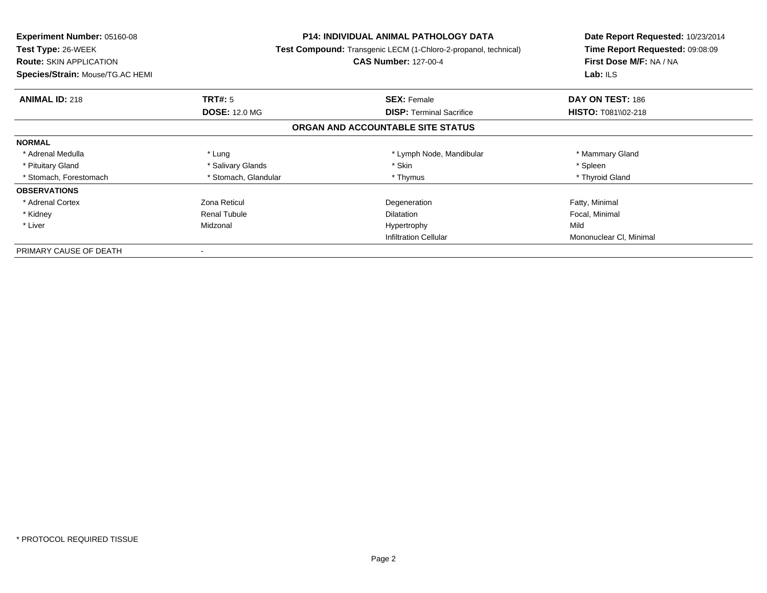**Experiment Number:** 05160-08
**Test Type:** 26-WEEK
**Route:** SKIN APPLICATION
**Species/Strain:** Mouse/TG.AC HEMI

**P14: INDIVIDUAL ANIMAL PATHOLOGY DATA**
**Test Compound:** Transgenic LECM (1-Chloro-2-propanol, technical)
**CAS Number:** 127-00-4

**Date Report Requested:** 10/23/2014
**Time Report Requested:** 09:08:09
**First Dose M/F:** NA / NA
**Lab:** ILS

| **ANIMAL ID:** 218 | **TRT#:** 5 | **SEX:** Female | **DAY ON TEST:** 186 |
|---|---|---|---|
| | **DOSE:** 12.0 MG | **DISP:** Terminal Sacrifice | **HISTO:** T081\\02-218 |

**ORGAN AND ACCOUNTABLE SITE STATUS**

| | | | |
|---|---|---|---|
| **NORMAL** | | | |
| * Adrenal Medulla | * Lung | * Lymph Node, Mandibular | * Mammary Gland |
| * Pituitary Gland | * Salivary Glands | * Skin | * Spleen |
| * Stomach, Forestomach | * Stomach, Glandular | * Thymus | * Thyroid Gland |
| **OBSERVATIONS** | | | |
| * Adrenal Cortex | Zona Reticul | Degeneration | Fatty, Minimal |
| * Kidney | Renal Tubule | Dilatation | Focal, Minimal |
| * Liver | Midzonal | Hypertrophy | Mild |
| | | Infiltration Cellular | Mononuclear Cl, Minimal |
| PRIMARY CAUSE OF DEATH | - | | |

* PROTOCOL REQUIRED TISSUE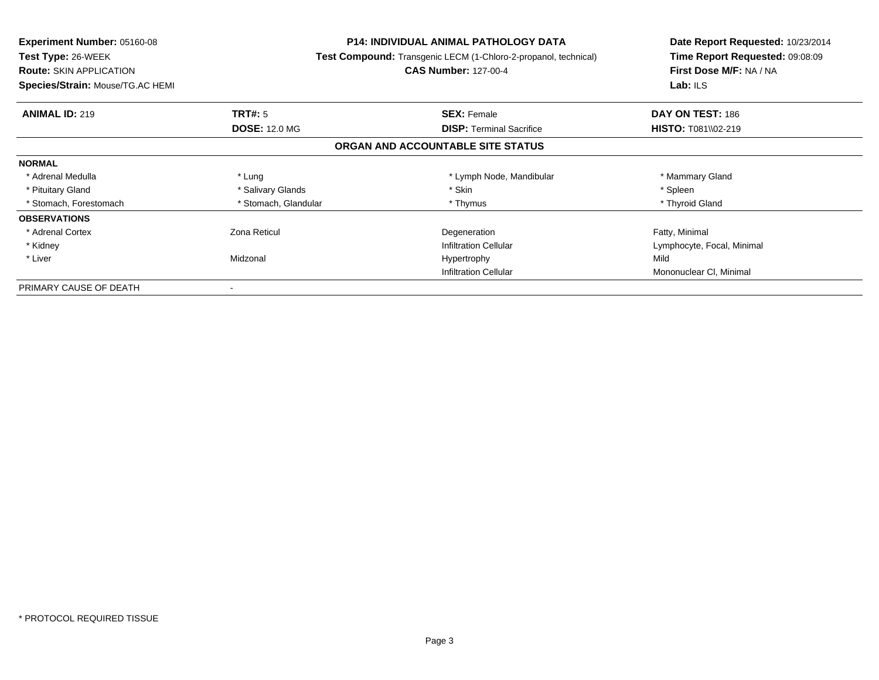**Experiment Number:** 05160-08
**Test Type:** 26-WEEK
**Route:** SKIN APPLICATION
**Species/Strain:** Mouse/TG.AC HEMI

**P14: INDIVIDUAL ANIMAL PATHOLOGY DATA**
**Test Compound:** Transgenic LECM (1-Chloro-2-propanol, technical)
**CAS Number:** 127-00-4

**Date Report Requested:** 10/23/2014
**Time Report Requested:** 09:08:09
**First Dose M/F:** NA / NA
**Lab:** ILS

| **ANIMAL ID:** 219 | **TRT#:** 5 | **SEX:** Female | **DAY ON TEST:** 186 |
|---|---|---|---|
| | **DOSE:** 12.0 MG | **DISP:** Terminal Sacrifice | **HISTO:** T081\\02-219 |

## ORGAN AND ACCOUNTABLE SITE STATUS

| | | | |
|---|---|---|---|
| **NORMAL** | | | |
| * Adrenal Medulla | * Lung | * Lymph Node, Mandibular | * Mammary Gland |
| * Pituitary Gland | * Salivary Glands | * Skin | * Spleen |
| * Stomach, Forestomach | * Stomach, Glandular | * Thymus | * Thyroid Gland |
| **OBSERVATIONS** | | | |
| * Adrenal Cortex | Zona Reticul | Degeneration | Fatty, Minimal |
| * Kidney | | Infiltration Cellular | Lymphocyte, Focal, Minimal |
| * Liver | Midzonal | Hypertrophy | Mild |
| | | Infiltration Cellular | Mononuclear Cl, Minimal |
| PRIMARY CAUSE OF DEATH | - | | |

* PROTOCOL REQUIRED TISSUE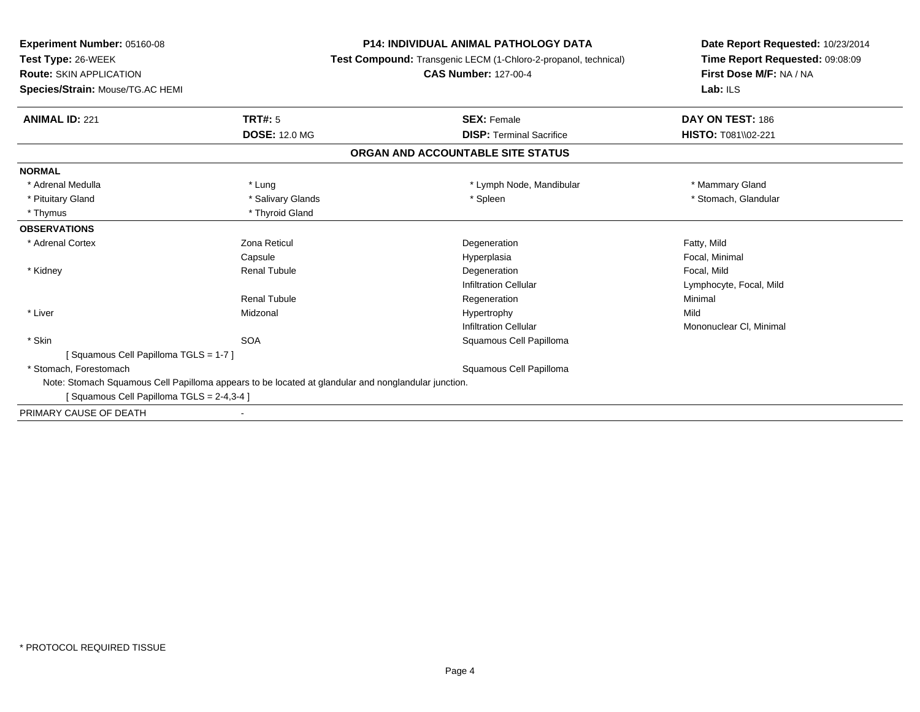**Experiment Number:** 05160-08
**Test Type:** 26-WEEK
**Route:** SKIN APPLICATION
**Species/Strain:** Mouse/TG.AC HEMI

**P14: INDIVIDUAL ANIMAL PATHOLOGY DATA**
**Test Compound:** Transgenic LECM (1-Chloro-2-propanol, technical)
**CAS Number:** 127-00-4

**Date Report Requested:** 10/23/2014
**Time Report Requested:** 09:08:09
**First Dose M/F:** NA / NA
**Lab:** ILS

| **ANIMAL ID:** 221 | **TRT#:** 5 | **SEX:** Female | **DAY ON TEST:** 186 |
|---|---|---|---|
| | **DOSE:** 12.0 MG | **DISP:** Terminal Sacrifice | **HISTO:** T081\\02-221 |

## ORGAN AND ACCOUNTABLE SITE STATUS

**NORMAL**

| | | | |
|---|---|---|---|
| * Adrenal Medulla | * Lung | * Lymph Node, Mandibular | * Mammary Gland |
| * Pituitary Gland | * Salivary Glands | * Spleen | * Stomach, Glandular |
| * Thymus | * Thyroid Gland | | |

**OBSERVATIONS**

| | | | |
|---|---|---|---|
| * Adrenal Cortex | Zona Reticul | Degeneration | Fatty, Mild |
| | Capsule | Hyperplasia | Focal, Minimal |
| * Kidney | Renal Tubule | Degeneration | Focal, Mild |
| | | Infiltration Cellular | Lymphocyte, Focal, Mild |
| | Renal Tubule | Regeneration | Minimal |
| * Liver | Midzonal | Hypertrophy | Mild |
| | | Infiltration Cellular | Mononuclear Cl, Minimal |
| * Skin | SOA | Squamous Cell Papilloma | |
| [ Squamous Cell Papilloma TGLS = 1-7 ] | | | |
| * Stomach, Forestomach | | Squamous Cell Papilloma | |

Note: Stomach Squamous Cell Papilloma appears to be located at glandular and nonglandular junction.

[ Squamous Cell Papilloma TGLS = 2-4,3-4 ]

PRIMARY CAUSE OF DEATH -

* PROTOCOL REQUIRED TISSUE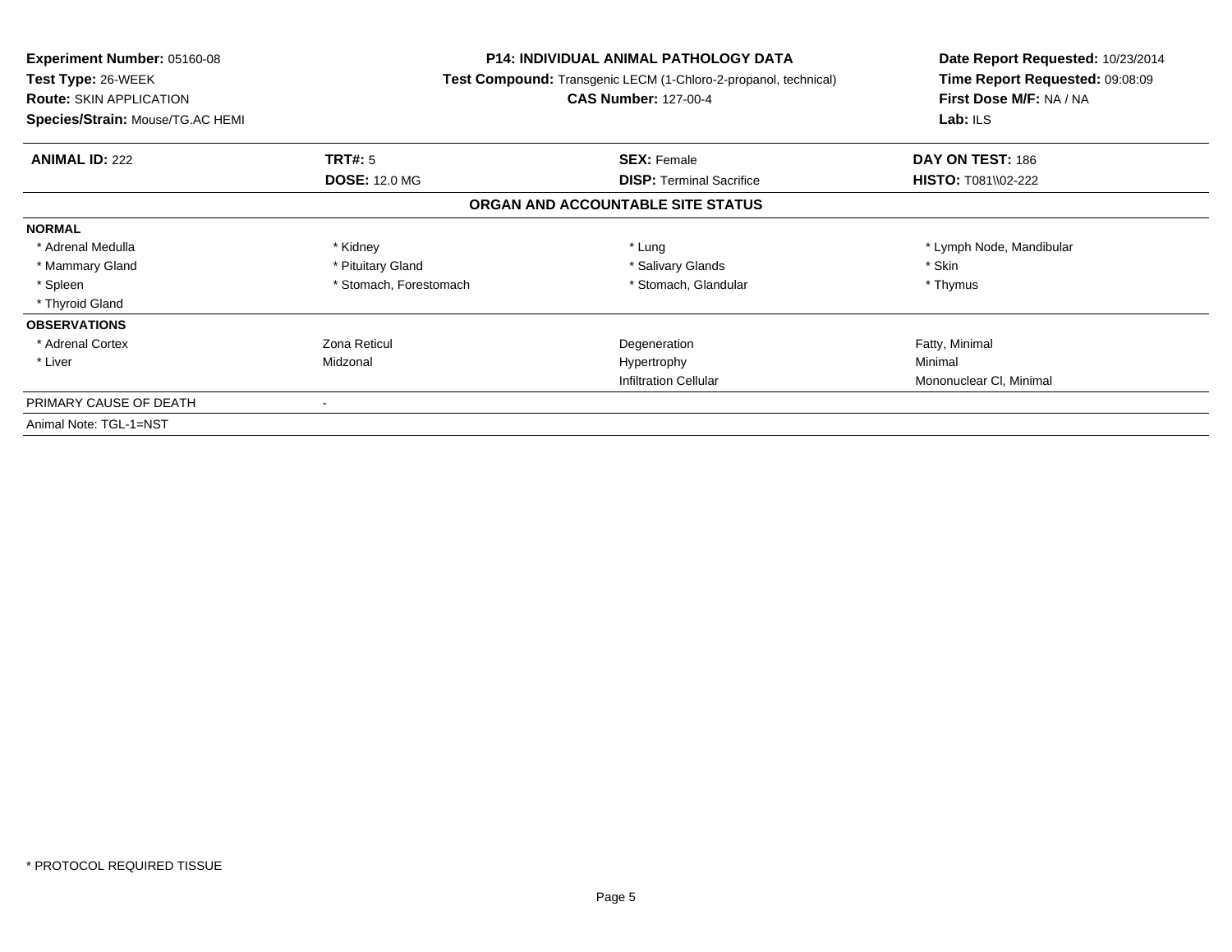**Experiment Number:** 05160-08
**Test Type:** 26-WEEK
**Route:** SKIN APPLICATION
**Species/Strain:** Mouse/TG.AC HEMI

**P14: INDIVIDUAL ANIMAL PATHOLOGY DATA**
**Test Compound:** Transgenic LECM (1-Chloro-2-propanol, technical)
**CAS Number:** 127-00-4

**Date Report Requested:** 10/23/2014
**Time Report Requested:** 09:08:09
**First Dose M/F:** NA / NA
**Lab:** ILS

| **ANIMAL ID:** 222 | **TRT#:** 5 | **SEX:** Female | **DAY ON TEST:** 186 |
|---|---|---|---|
| | **DOSE:** 12.0 MG | **DISP:** Terminal Sacrifice | **HISTO:** T081\\02-222 |

**ORGAN AND ACCOUNTABLE SITE STATUS**

| | | | |
|---|---|---|---|
| **NORMAL** | | | |
| * Adrenal Medulla | * Kidney | * Lung | * Lymph Node, Mandibular |
| * Mammary Gland | * Pituitary Gland | * Salivary Glands | * Skin |
| * Spleen | * Stomach, Forestomach | * Stomach, Glandular | * Thymus |
| * Thyroid Gland | | | |
| **OBSERVATIONS** | | | |
| * Adrenal Cortex | Zona Reticul | Degeneration | Fatty, Minimal |
| * Liver | Midzonal | Hypertrophy | Minimal |
| | | Infiltration Cellular | Mononuclear Cl, Minimal |
| PRIMARY CAUSE OF DEATH | - | | |
| Animal Note: TGL-1=NST | | | |

* PROTOCOL REQUIRED TISSUE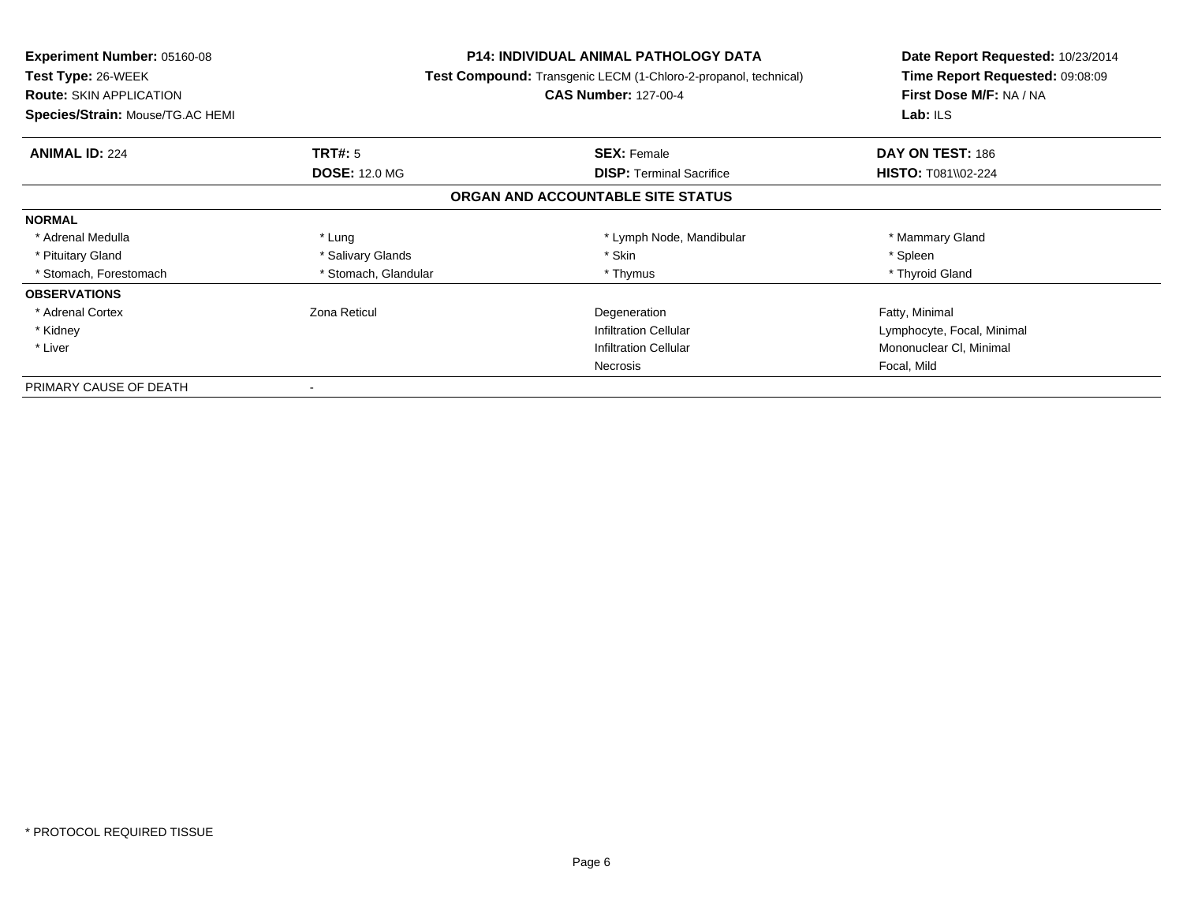**Experiment Number:** 05160-08
**Test Type:** 26-WEEK
**Route:** SKIN APPLICATION
**Species/Strain:** Mouse/TG.AC HEMI

**P14: INDIVIDUAL ANIMAL PATHOLOGY DATA**
**Test Compound:** Transgenic LECM (1-Chloro-2-propanol, technical)
**CAS Number:** 127-00-4

**Date Report Requested:** 10/23/2014
**Time Report Requested:** 09:08:09
**First Dose M/F:** NA / NA
**Lab:** ILS

| **ANIMAL ID:** 224 | **TRT#:** 5 | **SEX:** Female | **DAY ON TEST:** 186 |
|---|---|---|---|
| | **DOSE:** 12.0 MG | **DISP:** Terminal Sacrifice | **HISTO:** T081\\02-224 |

**ORGAN AND ACCOUNTABLE SITE STATUS**

| | | | |
|---|---|---|---|
| **NORMAL** | | | |
| * Adrenal Medulla | * Lung | * Lymph Node, Mandibular | * Mammary Gland |
| * Pituitary Gland | * Salivary Glands | * Skin | * Spleen |
| * Stomach, Forestomach | * Stomach, Glandular | * Thymus | * Thyroid Gland |
| **OBSERVATIONS** | | | |
| * Adrenal Cortex | Zona Reticul | Degeneration | Fatty, Minimal |
| * Kidney | | Infiltration Cellular | Lymphocyte, Focal, Minimal |
| * Liver | | Infiltration Cellular | Mononuclear Cl, Minimal |
| | | Necrosis | Focal, Mild |
| PRIMARY CAUSE OF DEATH | - | | |

* PROTOCOL REQUIRED TISSUE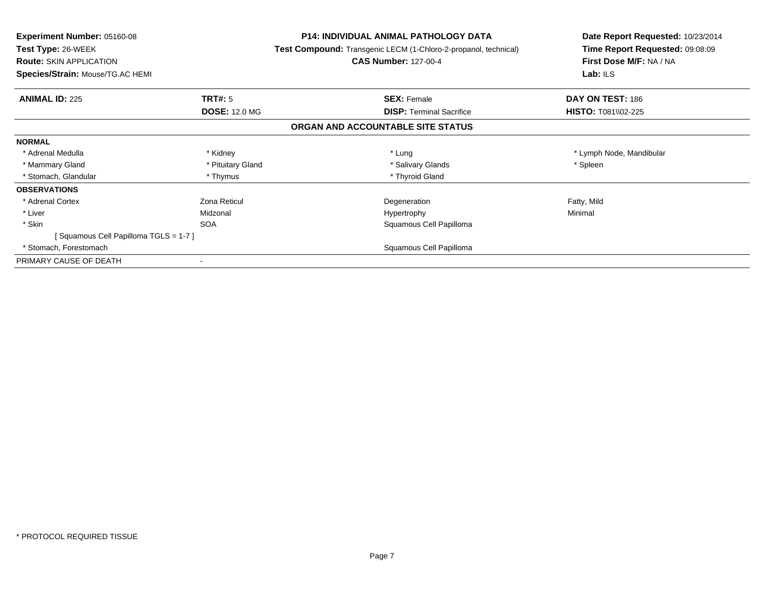**Experiment Number:** 05160-08
**Test Type:** 26-WEEK
**Route:** SKIN APPLICATION
**Species/Strain:** Mouse/TG.AC HEMI

**P14: INDIVIDUAL ANIMAL PATHOLOGY DATA**
**Test Compound:** Transgenic LECM (1-Chloro-2-propanol, technical)
**CAS Number:** 127-00-4

**Date Report Requested:** 10/23/2014
**Time Report Requested:** 09:08:09
**First Dose M/F:** NA / NA
**Lab:** ILS

| **ANIMAL ID:** 225 | **TRT#:** 5 | **SEX:** Female | **DAY ON TEST:** 186 |
|---|---|---|---|
| | **DOSE:** 12.0 MG | **DISP:** Terminal Sacrifice | **HISTO:** T081\\02-225 |

**ORGAN AND ACCOUNTABLE SITE STATUS**

| | | | |
|---|---|---|---|
| **NORMAL** | | | |
| * Adrenal Medulla | * Kidney | * Lung | * Lymph Node, Mandibular |
| * Mammary Gland | * Pituitary Gland | * Salivary Glands | * Spleen |
| * Stomach, Glandular | * Thymus | * Thyroid Gland | |
| **OBSERVATIONS** | | | |
| * Adrenal Cortex | Zona Reticul | Degeneration | Fatty, Mild |
| * Liver | Midzonal | Hypertrophy | Minimal |
| * Skin | SOA | Squamous Cell Papilloma | |
| [ Squamous Cell Papilloma TGLS = 1-7 ] | | | |
| * Stomach, Forestomach | | Squamous Cell Papilloma | |
| PRIMARY CAUSE OF DEATH | - | | |

* PROTOCOL REQUIRED TISSUE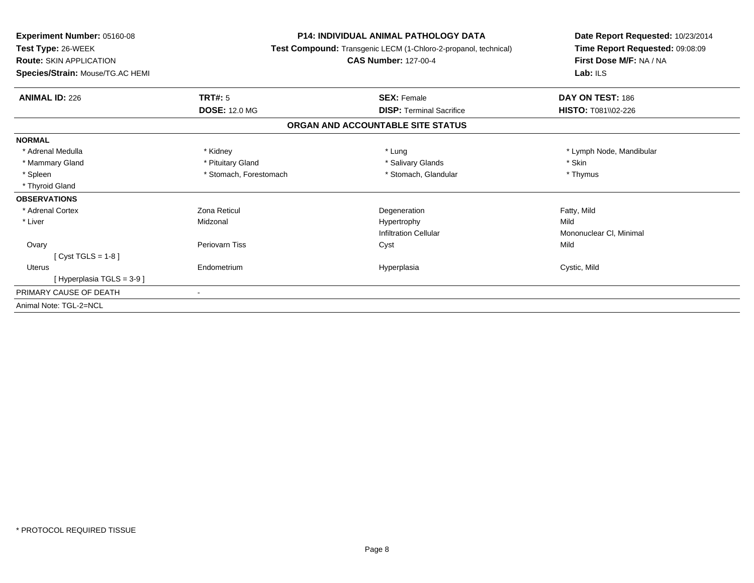**Experiment Number:** 05160-08
**Test Type:** 26-WEEK
**Route:** SKIN APPLICATION
**Species/Strain:** Mouse/TG.AC HEMI

**P14: INDIVIDUAL ANIMAL PATHOLOGY DATA**
**Test Compound:** Transgenic LECM (1-Chloro-2-propanol, technical)
**CAS Number:** 127-00-4

**Date Report Requested:** 10/23/2014
**Time Report Requested:** 09:08:09
**First Dose M/F:** NA / NA
**Lab:** ILS

| **ANIMAL ID:** 226 | **TRT#:** 5 | **SEX:** Female | **DAY ON TEST:** 186 |
|---|---|---|---|
| | **DOSE:** 12.0 MG | **DISP:** Terminal Sacrifice | **HISTO:** T081\\02-226 |

## ORGAN AND ACCOUNTABLE SITE STATUS

**NORMAL**

| | | | |
|---|---|---|---|
| * Adrenal Medulla | * Kidney | * Lung | * Lymph Node, Mandibular |
| * Mammary Gland | * Pituitary Gland | * Salivary Glands | * Skin |
| * Spleen | * Stomach, Forestomach | * Stomach, Glandular | * Thymus |
| * Thyroid Gland | | | |

**OBSERVATIONS**

| | | | |
|---|---|---|---|
| * Adrenal Cortex | Zona Reticul | Degeneration | Fatty, Mild |
| * Liver | Midzonal | Hypertrophy | Mild |
| | | Infiltration Cellular | Mononuclear Cl, Minimal |
| Ovary | Periovarn Tiss | Cyst | Mild |
| [ Cyst TGLS = 1-8 ] | | | |
| Uterus | Endometrium | Hyperplasia | Cystic, Mild |
| [ Hyperplasia TGLS = 3-9 ] | | | |

PRIMARY CAUSE OF DEATH -

Animal Note: TGL-2=NCL

* PROTOCOL REQUIRED TISSUE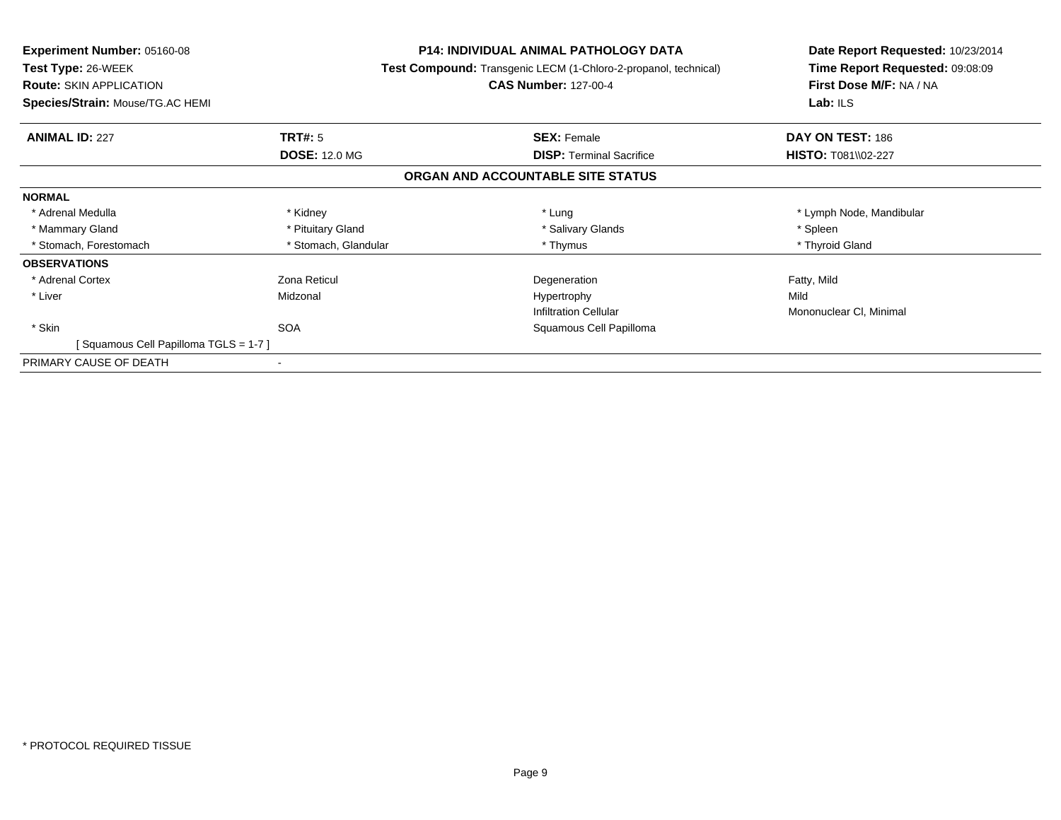**Experiment Number:** 05160-08
**Test Type:** 26-WEEK
**Route:** SKIN APPLICATION
**Species/Strain:** Mouse/TG.AC HEMI

**P14: INDIVIDUAL ANIMAL PATHOLOGY DATA**
**Test Compound:** Transgenic LECM (1-Chloro-2-propanol, technical)
**CAS Number:** 127-00-4

**Date Report Requested:** 10/23/2014
**Time Report Requested:** 09:08:09
**First Dose M/F:** NA / NA
**Lab:** ILS

| **ANIMAL ID:** 227 | **TRT#:** 5 | **SEX:** Female | **DAY ON TEST:** 186 |
|---|---|---|---|
| | **DOSE:** 12.0 MG | **DISP:** Terminal Sacrifice | **HISTO:** T081\\02-227 |

## ORGAN AND ACCOUNTABLE SITE STATUS

| | | | |
|---|---|---|---|
| **NORMAL** | | | |
| * Adrenal Medulla | * Kidney | * Lung | * Lymph Node, Mandibular |
| * Mammary Gland | * Pituitary Gland | * Salivary Glands | * Spleen |
| * Stomach, Forestomach | * Stomach, Glandular | * Thymus | * Thyroid Gland |
| **OBSERVATIONS** | | | |
| * Adrenal Cortex | Zona Reticul | Degeneration | Fatty, Mild |
| * Liver | Midzonal | Hypertrophy | Mild |
| | | Infiltration Cellular | Mononuclear Cl, Minimal |
| * Skin | SOA | Squamous Cell Papilloma | |
| [ Squamous Cell Papilloma TGLS = 1-7 ] | | | |
| PRIMARY CAUSE OF DEATH | - | | |

* PROTOCOL REQUIRED TISSUE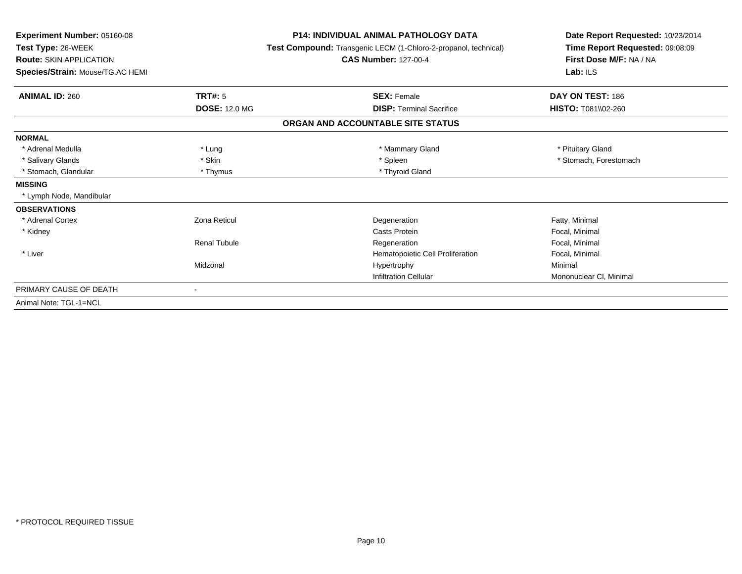**Experiment Number:** 05160-08
**Test Type:** 26-WEEK
**Route:** SKIN APPLICATION
**Species/Strain:** Mouse/TG.AC HEMI

**P14: INDIVIDUAL ANIMAL PATHOLOGY DATA**
**Test Compound:** Transgenic LECM (1-Chloro-2-propanol, technical)
**CAS Number:** 127-00-4

**Date Report Requested:** 10/23/2014
**Time Report Requested:** 09:08:09
**First Dose M/F:** NA / NA
**Lab:** ILS

| **ANIMAL ID:** 260 | **TRT#:** 5 | **SEX:** Female | **DAY ON TEST:** 186 |
|---|---|---|---|
| | **DOSE:** 12.0 MG | **DISP:** Terminal Sacrifice | **HISTO:** T081\\02-260 |

## ORGAN AND ACCOUNTABLE SITE STATUS

| | | | |
|---|---|---|---|
| **NORMAL** | | | |
| * Adrenal Medulla | * Lung | * Mammary Gland | * Pituitary Gland |
| * Salivary Glands | * Skin | * Spleen | * Stomach, Forestomach |
| * Stomach, Glandular | * Thymus | * Thyroid Gland | |
| **MISSING** | | | |
| * Lymph Node, Mandibular | | | |
| **OBSERVATIONS** | | | |
| * Adrenal Cortex | Zona Reticul | Degeneration | Fatty, Minimal |
| * Kidney | | Casts Protein | Focal, Minimal |
| | Renal Tubule | Regeneration | Focal, Minimal |
| * Liver | | Hematopoietic Cell Proliferation | Focal, Minimal |
| | Midzonal | Hypertrophy | Minimal |
| | | Infiltration Cellular | Mononuclear Cl, Minimal |
| PRIMARY CAUSE OF DEATH | - | | |
| Animal Note: TGL-1=NCL | | | |

* PROTOCOL REQUIRED TISSUE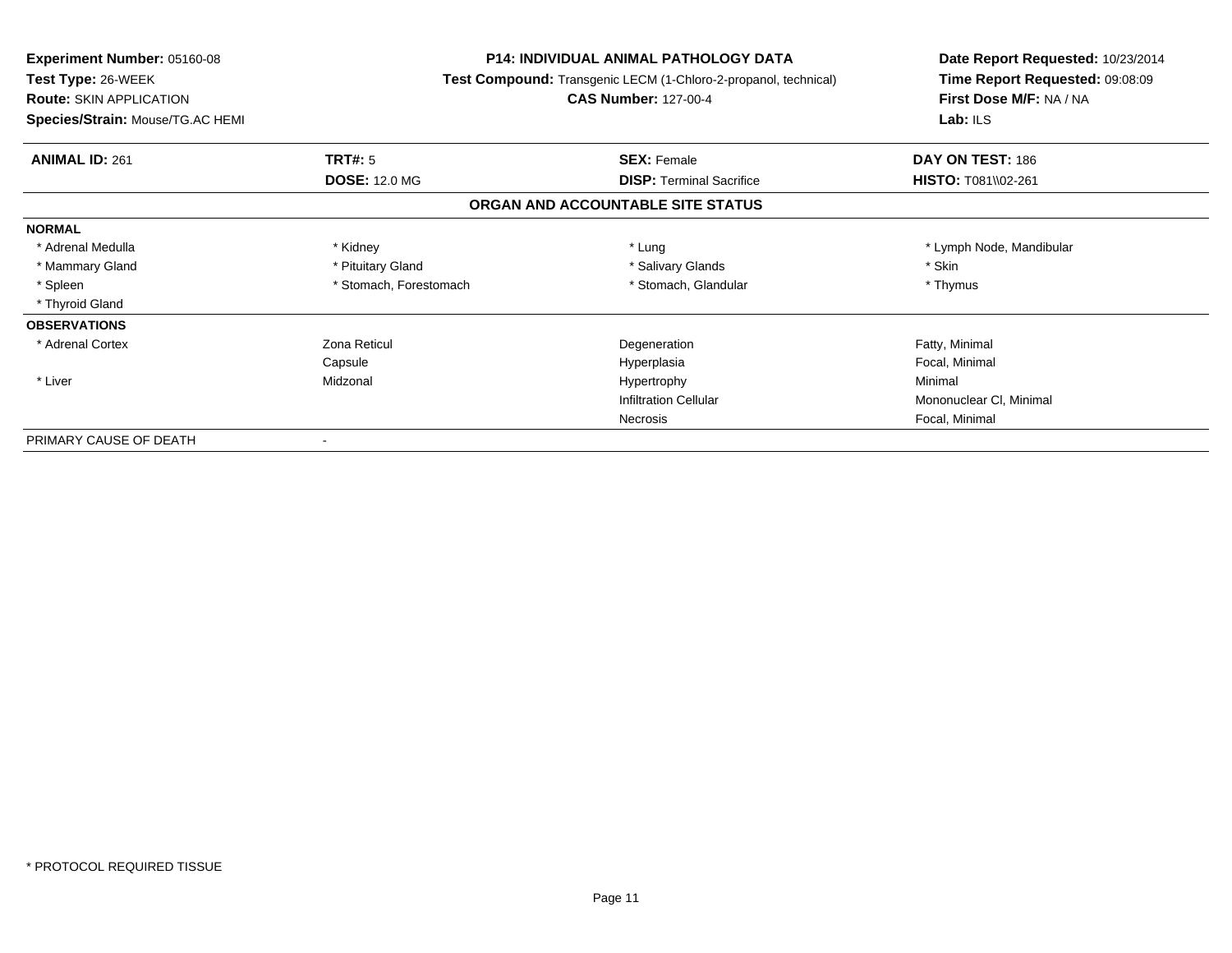**Experiment Number:** 05160-08
**Test Type:** 26-WEEK
**Route:** SKIN APPLICATION
**Species/Strain:** Mouse/TG.AC HEMI

**P14: INDIVIDUAL ANIMAL PATHOLOGY DATA**
**Test Compound:** Transgenic LECM (1-Chloro-2-propanol, technical)
**CAS Number:** 127-00-4

**Date Report Requested:** 10/23/2014
**Time Report Requested:** 09:08:09
**First Dose M/F:** NA / NA
**Lab:** ILS

| **ANIMAL ID:** 261 | **TRT#:** 5 | **SEX:** Female | **DAY ON TEST:** 186 |
|---|---|---|---|
| | **DOSE:** 12.0 MG | **DISP:** Terminal Sacrifice | **HISTO:** T081\\02-261 |

**ORGAN AND ACCOUNTABLE SITE STATUS**

| | | | |
|---|---|---|---|
| **NORMAL** | | | |
| * Adrenal Medulla | * Kidney | * Lung | * Lymph Node, Mandibular |
| * Mammary Gland | * Pituitary Gland | * Salivary Glands | * Skin |
| * Spleen | * Stomach, Forestomach | * Stomach, Glandular | * Thymus |
| * Thyroid Gland | | | |
| **OBSERVATIONS** | | | |
| * Adrenal Cortex | Zona Reticul | Degeneration | Fatty, Minimal |
| | Capsule | Hyperplasia | Focal, Minimal |
| * Liver | Midzonal | Hypertrophy | Minimal |
| | | Infiltration Cellular | Mononuclear Cl, Minimal |
| | | Necrosis | Focal, Minimal |
| PRIMARY CAUSE OF DEATH | - | | |

* PROTOCOL REQUIRED TISSUE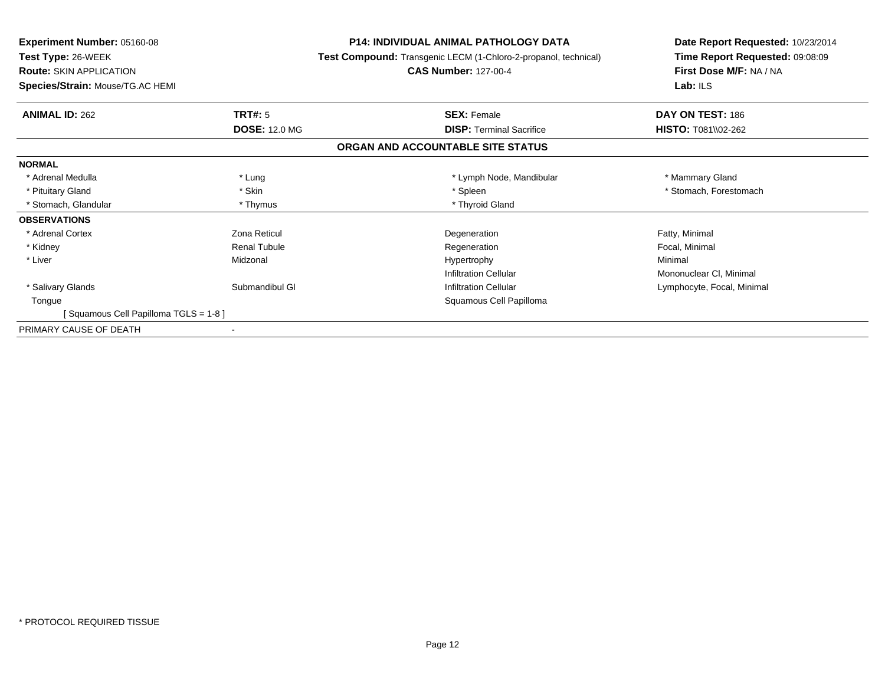**Experiment Number:** 05160-08
**Test Type:** 26-WEEK
**Route:** SKIN APPLICATION
**Species/Strain:** Mouse/TG.AC HEMI

**P14: INDIVIDUAL ANIMAL PATHOLOGY DATA**
**Test Compound:** Transgenic LECM (1-Chloro-2-propanol, technical)
**CAS Number:** 127-00-4

**Date Report Requested:** 10/23/2014
**Time Report Requested:** 09:08:09
**First Dose M/F:** NA / NA
**Lab:** ILS

| **ANIMAL ID:** 262 | **TRT#:** 5 | **SEX:** Female | **DAY ON TEST:** 186 |
|---|---|---|---|
| | **DOSE:** 12.0 MG | **DISP:** Terminal Sacrifice | **HISTO:** T081\\02-262 |

**ORGAN AND ACCOUNTABLE SITE STATUS**

| | | | |
|---|---|---|---|
| **NORMAL** | | | |
| * Adrenal Medulla | * Lung | * Lymph Node, Mandibular | * Mammary Gland |
| * Pituitary Gland | * Skin | * Spleen | * Stomach, Forestomach |
| * Stomach, Glandular | * Thymus | * Thyroid Gland | |
| **OBSERVATIONS** | | | |
| * Adrenal Cortex | Zona Reticul | Degeneration | Fatty, Minimal |
| * Kidney | Renal Tubule | Regeneration | Focal, Minimal |
| * Liver | Midzonal | Hypertrophy | Minimal |
| | | Infiltration Cellular | Mononuclear Cl, Minimal |
| * Salivary Glands | Submandibul Gl | Infiltration Cellular | Lymphocyte, Focal, Minimal |
| Tongue | | Squamous Cell Papilloma | |
| [ Squamous Cell Papilloma TGLS = 1-8 ] | | | |
| PRIMARY CAUSE OF DEATH | - | | |

\* PROTOCOL REQUIRED TISSUE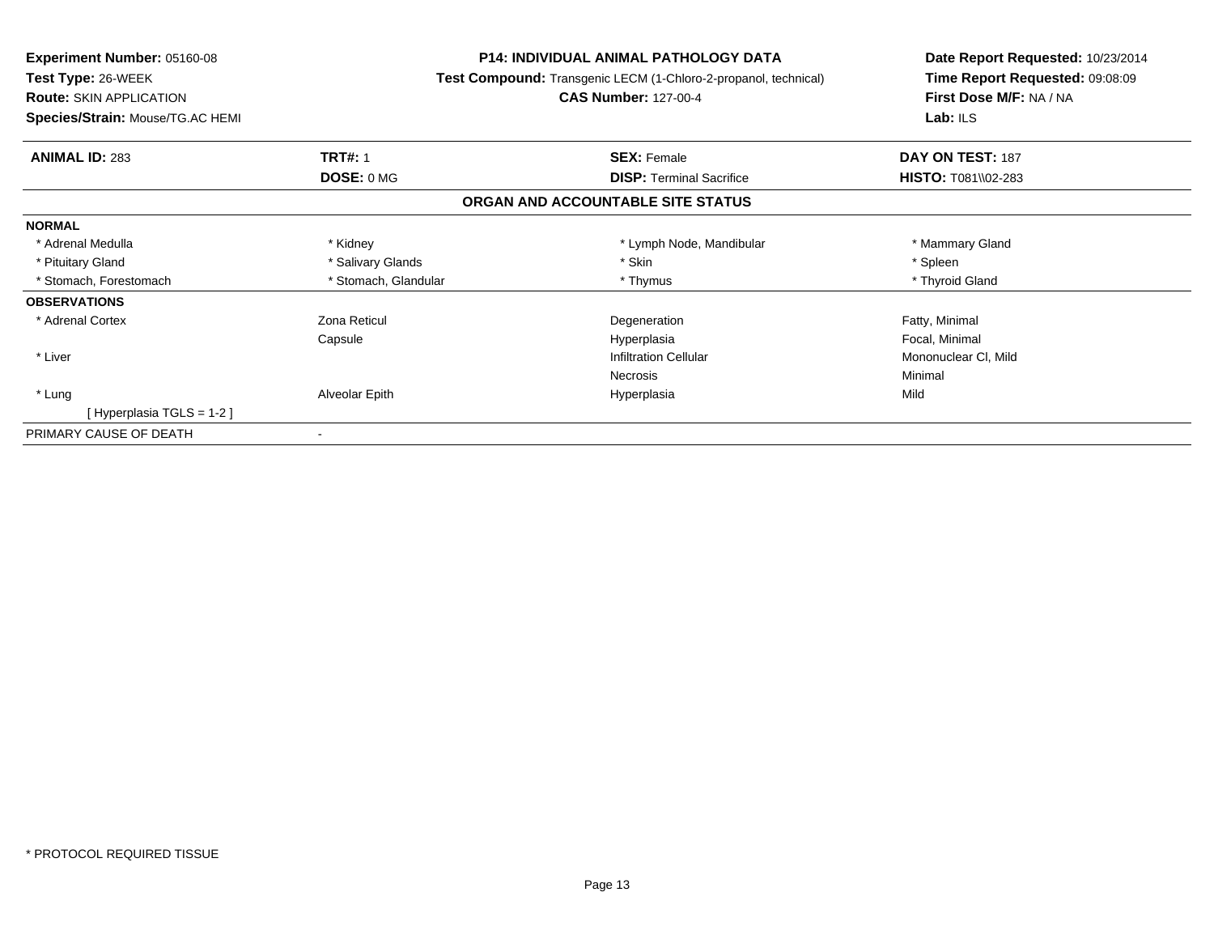**Experiment Number:** 05160-08
**Test Type:** 26-WEEK
**Route:** SKIN APPLICATION
**Species/Strain:** Mouse/TG.AC HEMI

**P14: INDIVIDUAL ANIMAL PATHOLOGY DATA**
**Test Compound:** Transgenic LECM (1-Chloro-2-propanol, technical)
**CAS Number:** 127-00-4

**Date Report Requested:** 10/23/2014
**Time Report Requested:** 09:08:09
**First Dose M/F:** NA / NA
**Lab:** ILS

| **ANIMAL ID:** 283 | **TRT#:** 1 | **SEX:** Female | **DAY ON TEST:** 187 |
|---|---|---|---|
| | **DOSE:** 0 MG | **DISP:** Terminal Sacrifice | **HISTO:** T081\\02-283 |

**ORGAN AND ACCOUNTABLE SITE STATUS**

| | | | |
|---|---|---|---|
| **NORMAL** | | | |
| * Adrenal Medulla | * Kidney | * Lymph Node, Mandibular | * Mammary Gland |
| * Pituitary Gland | * Salivary Glands | * Skin | * Spleen |
| * Stomach, Forestomach | * Stomach, Glandular | * Thymus | * Thyroid Gland |
| **OBSERVATIONS** | | | |
| * Adrenal Cortex | Zona Reticul | Degeneration | Fatty, Minimal |
| | Capsule | Hyperplasia | Focal, Minimal |
| * Liver | | Infiltration Cellular | Mononuclear Cl, Mild |
| | | Necrosis | Minimal |
| * Lung | Alveolar Epith | Hyperplasia | Mild |
| [ Hyperplasia TGLS = 1-2 ] | | | |
| PRIMARY CAUSE OF DEATH | - | | |

* PROTOCOL REQUIRED TISSUE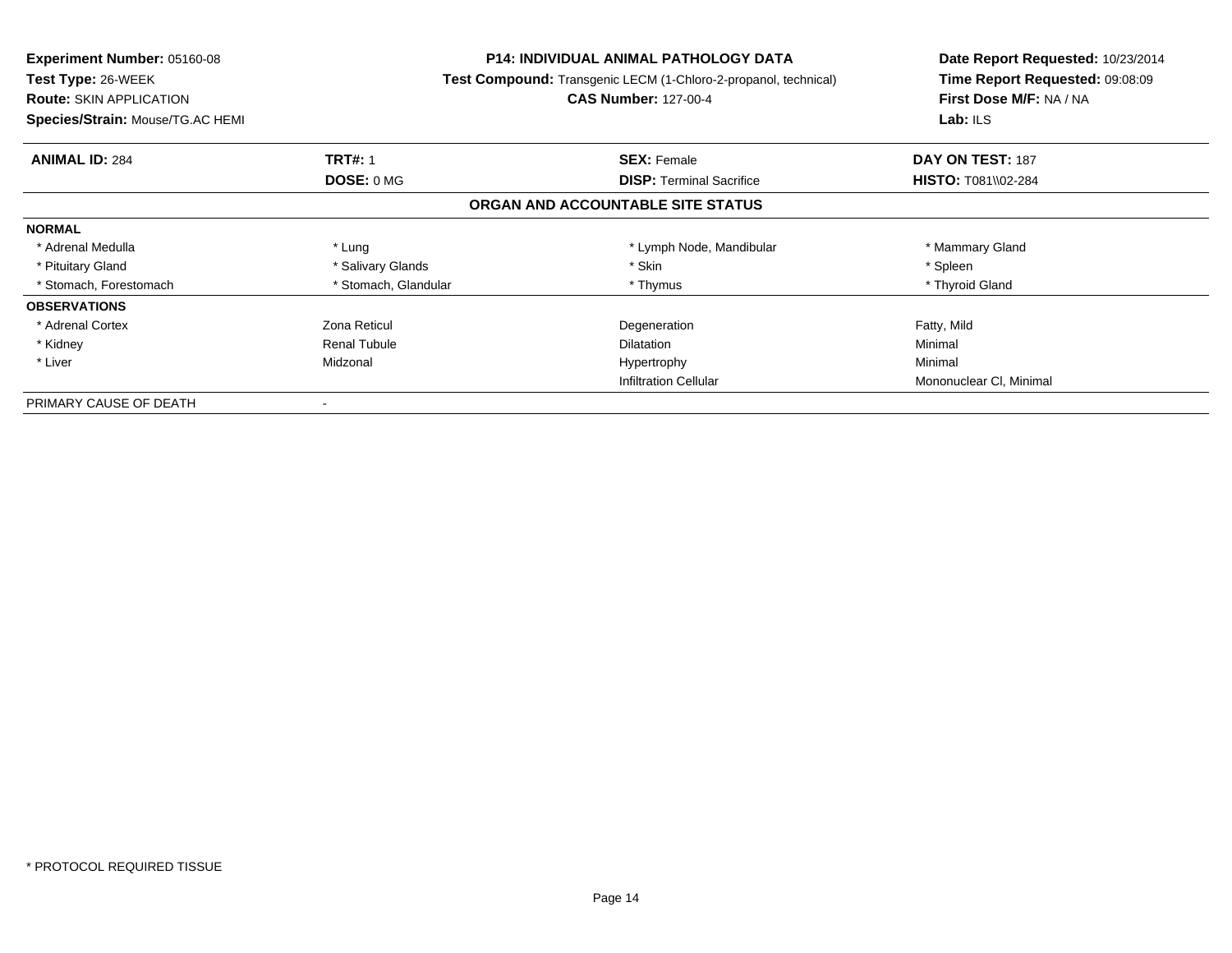**Experiment Number:** 05160-08
**Test Type:** 26-WEEK
**Route:** SKIN APPLICATION
**Species/Strain:** Mouse/TG.AC HEMI

**P14: INDIVIDUAL ANIMAL PATHOLOGY DATA**
**Test Compound:** Transgenic LECM (1-Chloro-2-propanol, technical)
**CAS Number:** 127-00-4

**Date Report Requested:** 10/23/2014
**Time Report Requested:** 09:08:09
**First Dose M/F:** NA / NA
**Lab:** ILS

| **ANIMAL ID:** 284 | **TRT#:** 1 | **SEX:** Female | **DAY ON TEST:** 187 |
|---|---|---|---|
| | **DOSE:** 0 MG | **DISP:** Terminal Sacrifice | **HISTO:** T081\\02-284 |

**ORGAN AND ACCOUNTABLE SITE STATUS**

| | | | |
|---|---|---|---|
| **NORMAL** | | | |
| * Adrenal Medulla | * Lung | * Lymph Node, Mandibular | * Mammary Gland |
| * Pituitary Gland | * Salivary Glands | * Skin | * Spleen |
| * Stomach, Forestomach | * Stomach, Glandular | * Thymus | * Thyroid Gland |
| **OBSERVATIONS** | | | |
| * Adrenal Cortex | Zona Reticul | Degeneration | Fatty, Mild |
| * Kidney | Renal Tubule | Dilatation | Minimal |
| * Liver | Midzonal | Hypertrophy | Minimal |
| | | Infiltration Cellular | Mononuclear Cl, Minimal |
| PRIMARY CAUSE OF DEATH | - | | |

* PROTOCOL REQUIRED TISSUE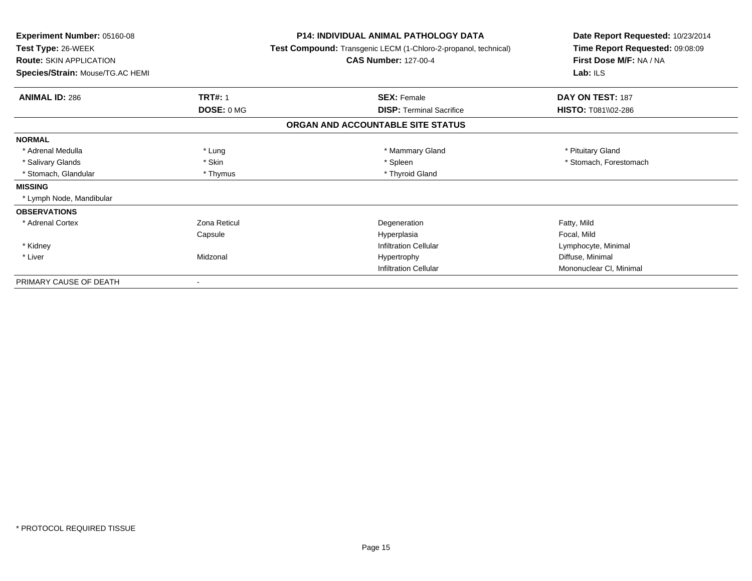**Experiment Number:** 05160-08
**Test Type:** 26-WEEK
**Route:** SKIN APPLICATION
**Species/Strain:** Mouse/TG.AC HEMI

**P14: INDIVIDUAL ANIMAL PATHOLOGY DATA**
**Test Compound:** Transgenic LECM (1-Chloro-2-propanol, technical)
**CAS Number:** 127-00-4

**Date Report Requested:** 10/23/2014
**Time Report Requested:** 09:08:09
**First Dose M/F:** NA / NA
**Lab:** ILS

| **ANIMAL ID:** 286 | **TRT#:** 1 | **SEX:** Female | **DAY ON TEST:** 187 |
|---|---|---|---|
| | **DOSE:** 0 MG | **DISP:** Terminal Sacrifice | **HISTO:** T081\\02-286 |

**ORGAN AND ACCOUNTABLE SITE STATUS**

| | | | |
|---|---|---|---|
| **NORMAL** | | | |
| * Adrenal Medulla | * Lung | * Mammary Gland | * Pituitary Gland |
| * Salivary Glands | * Skin | * Spleen | * Stomach, Forestomach |
| * Stomach, Glandular | * Thymus | * Thyroid Gland | |
| **MISSING** | | | |
| * Lymph Node, Mandibular | | | |
| **OBSERVATIONS** | | | |
| * Adrenal Cortex | Zona Reticul | Degeneration | Fatty, Mild |
| | Capsule | Hyperplasia | Focal, Mild |
| * Kidney | | Infiltration Cellular | Lymphocyte, Minimal |
| * Liver | Midzonal | Hypertrophy | Diffuse, Minimal |
| | | Infiltration Cellular | Mononuclear Cl, Minimal |
| PRIMARY CAUSE OF DEATH | - | | |

* PROTOCOL REQUIRED TISSUE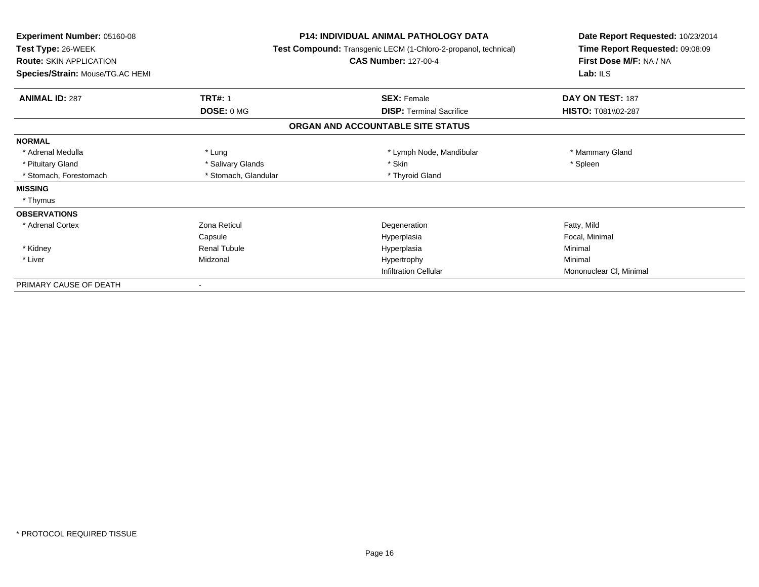**Experiment Number:** 05160-08
**Test Type:** 26-WEEK
**Route:** SKIN APPLICATION
**Species/Strain:** Mouse/TG.AC HEMI

**P14: INDIVIDUAL ANIMAL PATHOLOGY DATA**
**Test Compound:** Transgenic LECM (1-Chloro-2-propanol, technical)
**CAS Number:** 127-00-4

**Date Report Requested:** 10/23/2014
**Time Report Requested:** 09:08:09
**First Dose M/F:** NA / NA
**Lab:** ILS

| **ANIMAL ID:** 287 | **TRT#:** 1 | **SEX:** Female | **DAY ON TEST:** 187 |
|---|---|---|---|
| | **DOSE:** 0 MG | **DISP:** Terminal Sacrifice | **HISTO:** T081\\02-287 |

## ORGAN AND ACCOUNTABLE SITE STATUS

| | | | |
|---|---|---|---|
| **NORMAL** | | | |
| * Adrenal Medulla | * Lung | * Lymph Node, Mandibular | * Mammary Gland |
| * Pituitary Gland | * Salivary Glands | * Skin | * Spleen |
| * Stomach, Forestomach | * Stomach, Glandular | * Thyroid Gland | |
| **MISSING** | | | |
| * Thymus | | | |
| **OBSERVATIONS** | | | |
| * Adrenal Cortex | Zona Reticul | Degeneration | Fatty, Mild |
| | Capsule | Hyperplasia | Focal, Minimal |
| * Kidney | Renal Tubule | Hyperplasia | Minimal |
| * Liver | Midzonal | Hypertrophy | Minimal |
| | | Infiltration Cellular | Mononuclear Cl, Minimal |
| PRIMARY CAUSE OF DEATH | - | | |

* PROTOCOL REQUIRED TISSUE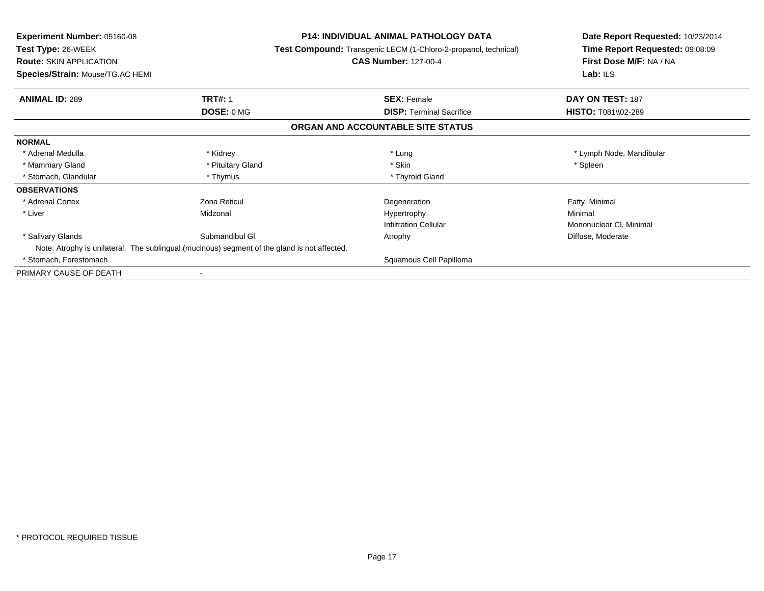**Experiment Number:** 05160-08
**Test Type:** 26-WEEK
**Route:** SKIN APPLICATION
**Species/Strain:** Mouse/TG.AC HEMI

**P14: INDIVIDUAL ANIMAL PATHOLOGY DATA**
**Test Compound:** Transgenic LECM (1-Chloro-2-propanol, technical)
**CAS Number:** 127-00-4

**Date Report Requested:** 10/23/2014
**Time Report Requested:** 09:08:09
**First Dose M/F:** NA / NA
**Lab:** ILS

| **ANIMAL ID:** 289 | **TRT#:** 1 | **SEX:** Female | **DAY ON TEST:** 187 |
|---|---|---|---|
| | **DOSE:** 0 MG | **DISP:** Terminal Sacrifice | **HISTO:** T081\\02-289 |

## ORGAN AND ACCOUNTABLE SITE STATUS

| **NORMAL** | | | |
|---|---|---|---|
| * Adrenal Medulla | * Kidney | * Lung | * Lymph Node, Mandibular |
| * Mammary Gland | * Pituitary Gland | * Skin | * Spleen |
| * Stomach, Glandular | * Thymus | * Thyroid Gland | |
| **OBSERVATIONS** | | | |
| * Adrenal Cortex | Zona Reticul | Degeneration | Fatty, Minimal |
| * Liver | Midzonal | Hypertrophy | Minimal |
| | | Infiltration Cellular | Mononuclear Cl, Minimal |
| * Salivary Glands | Submandibul Gl | Atrophy | Diffuse, Moderate |
| Note: Atrophy is unilateral. The sublingual (mucinous) segment of the gland is not affected. | | | |
| * Stomach, Forestomach | | Squamous Cell Papilloma | |
| PRIMARY CAUSE OF DEATH | - | | |

\* PROTOCOL REQUIRED TISSUE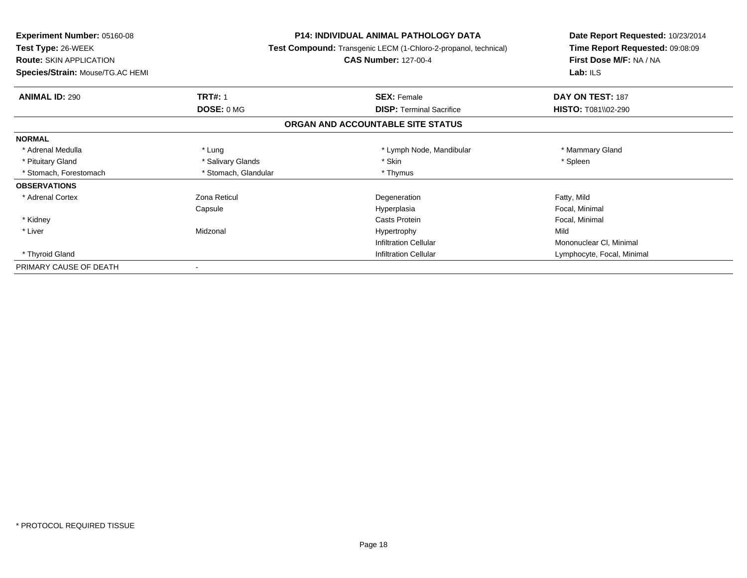**Experiment Number:** 05160-08
**Test Type:** 26-WEEK
**Route:** SKIN APPLICATION
**Species/Strain:** Mouse/TG.AC HEMI

**P14: INDIVIDUAL ANIMAL PATHOLOGY DATA**
**Test Compound:** Transgenic LECM (1-Chloro-2-propanol, technical)
**CAS Number:** 127-00-4

**Date Report Requested:** 10/23/2014
**Time Report Requested:** 09:08:09
**First Dose M/F:** NA / NA
**Lab:** ILS

| **ANIMAL ID:** 290 | **TRT#:** 1 | **SEX:** Female | **DAY ON TEST:** 187 |
|---|---|---|---|
| | **DOSE:** 0 MG | **DISP:** Terminal Sacrifice | **HISTO:** T081\\02-290 |

**ORGAN AND ACCOUNTABLE SITE STATUS**

| | | | |
|---|---|---|---|
| **NORMAL** | | | |
| * Adrenal Medulla | * Lung | * Lymph Node, Mandibular | * Mammary Gland |
| * Pituitary Gland | * Salivary Glands | * Skin | * Spleen |
| * Stomach, Forestomach | * Stomach, Glandular | * Thymus | |
| **OBSERVATIONS** | | | |
| * Adrenal Cortex | Zona Reticul | Degeneration | Fatty, Mild |
| | Capsule | Hyperplasia | Focal, Minimal |
| * Kidney | | Casts Protein | Focal, Minimal |
| * Liver | Midzonal | Hypertrophy | Mild |
| | | Infiltration Cellular | Mononuclear Cl, Minimal |
| * Thyroid Gland | | Infiltration Cellular | Lymphocyte, Focal, Minimal |
| PRIMARY CAUSE OF DEATH | - | | |

* PROTOCOL REQUIRED TISSUE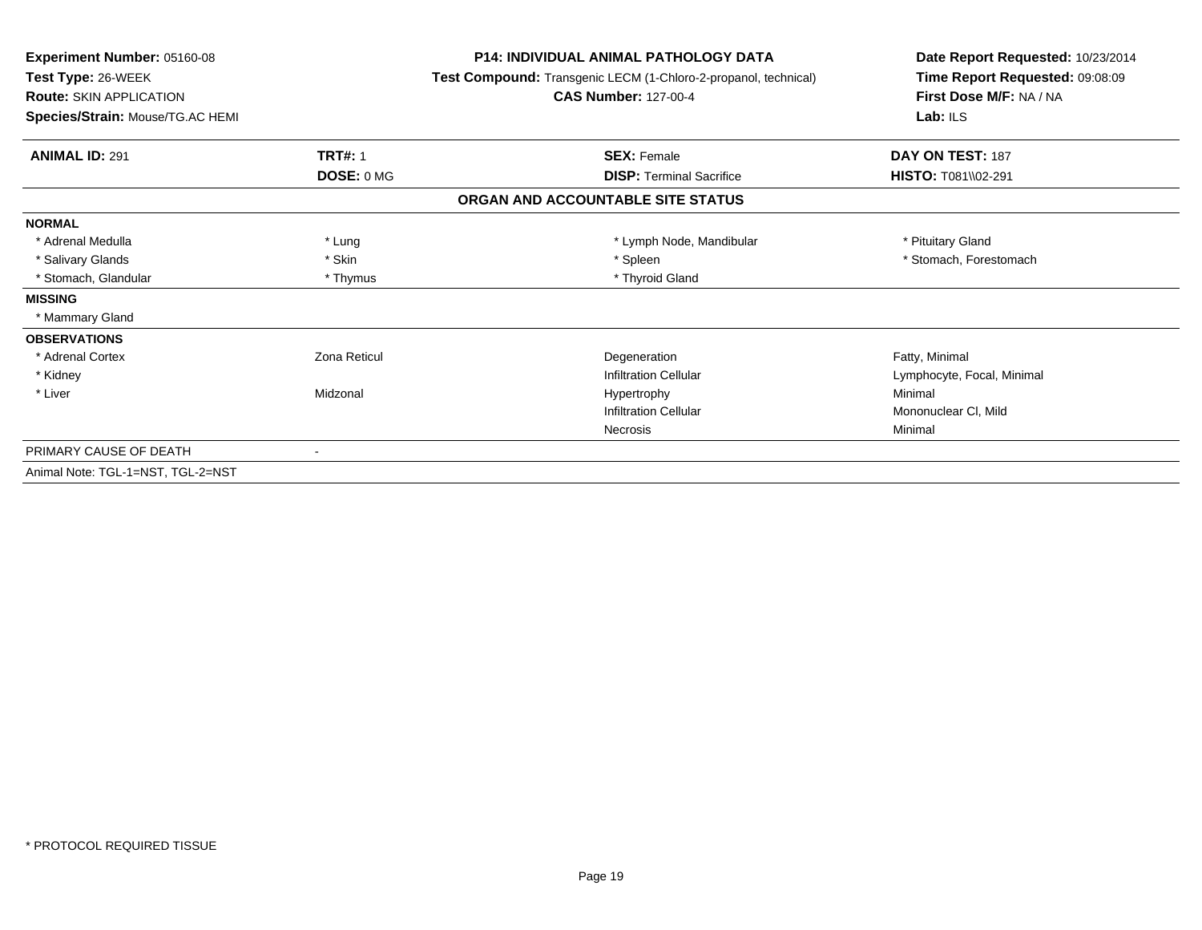**Experiment Number:** 05160-08
**Test Type:** 26-WEEK
**Route:** SKIN APPLICATION
**Species/Strain:** Mouse/TG.AC HEMI

**P14: INDIVIDUAL ANIMAL PATHOLOGY DATA**
**Test Compound:** Transgenic LECM (1-Chloro-2-propanol, technical)
**CAS Number:** 127-00-4

**Date Report Requested:** 10/23/2014
**Time Report Requested:** 09:08:09
**First Dose M/F:** NA / NA
**Lab:** ILS

| **ANIMAL ID:** 291 | **TRT#:** 1 | **SEX:** Female | **DAY ON TEST:** 187 |
|---|---|---|---|
| | **DOSE:** 0 MG | **DISP:** Terminal Sacrifice | **HISTO:** T081\\02-291 |

## ORGAN AND ACCOUNTABLE SITE STATUS

| | | | |
|---|---|---|---|
| **NORMAL** | | | |
| * Adrenal Medulla | * Lung | * Lymph Node, Mandibular | * Pituitary Gland |
| * Salivary Glands | * Skin | * Spleen | * Stomach, Forestomach |
| * Stomach, Glandular | * Thymus | * Thyroid Gland | |
| **MISSING** | | | |
| * Mammary Gland | | | |
| **OBSERVATIONS** | | | |
| * Adrenal Cortex | Zona Reticul | Degeneration | Fatty, Minimal |
| * Kidney | | Infiltration Cellular | Lymphocyte, Focal, Minimal |
| * Liver | Midzonal | Hypertrophy | Minimal |
| | | Infiltration Cellular | Mononuclear Cl, Mild |
| | | Necrosis | Minimal |
| PRIMARY CAUSE OF DEATH | - | | |
| Animal Note: TGL-1=NST, TGL-2=NST | | | |

* PROTOCOL REQUIRED TISSUE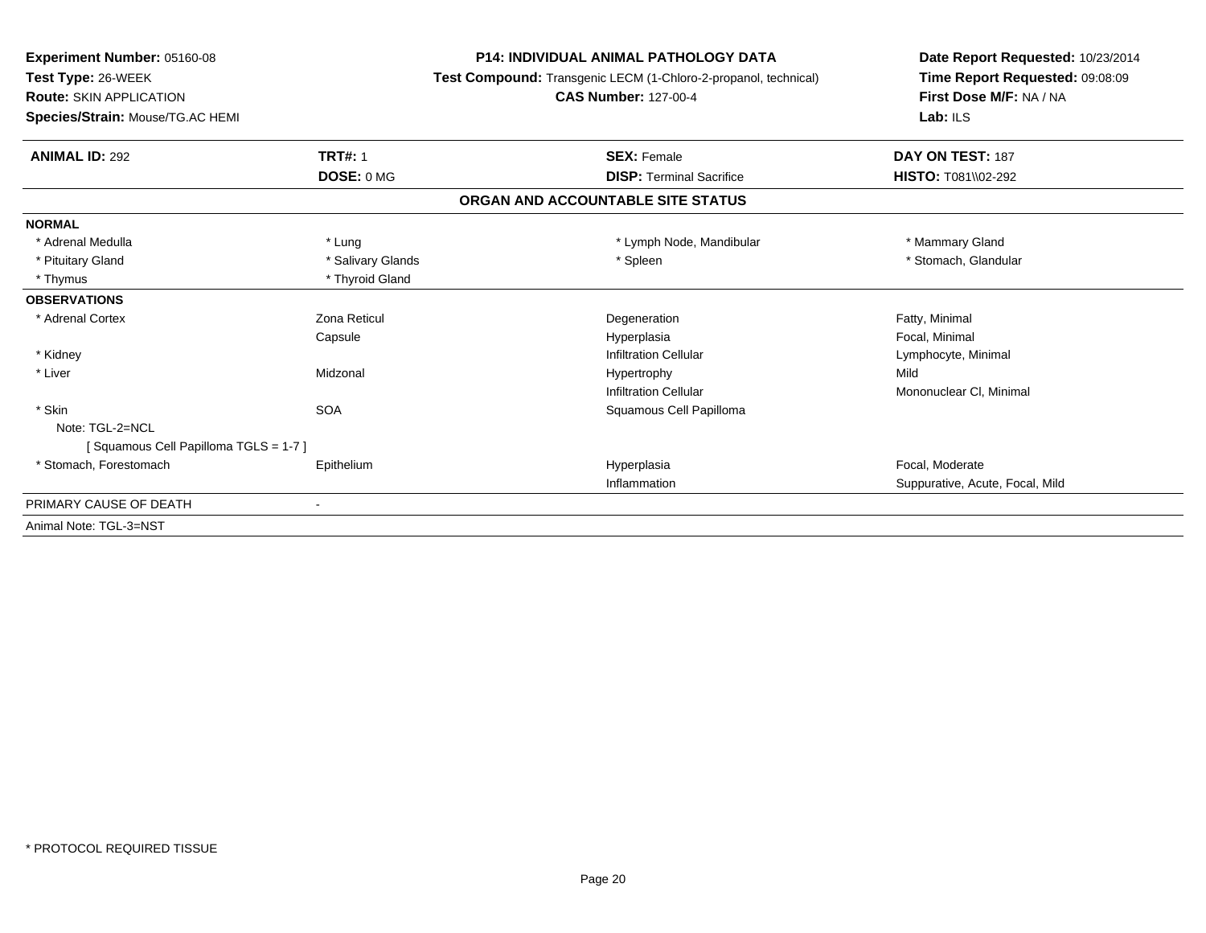**Experiment Number:** 05160-08
**Test Type:** 26-WEEK
**Route:** SKIN APPLICATION
**Species/Strain:** Mouse/TG.AC HEMI

**P14: INDIVIDUAL ANIMAL PATHOLOGY DATA**
**Test Compound:** Transgenic LECM (1-Chloro-2-propanol, technical)
**CAS Number:** 127-00-4

**Date Report Requested:** 10/23/2014
**Time Report Requested:** 09:08:09
**First Dose M/F:** NA / NA
**Lab:** ILS

| **ANIMAL ID:** 292 | **TRT#:** 1 | **SEX:** Female | **DAY ON TEST:** 187 |
|---|---|---|---|
| | **DOSE:** 0 MG | **DISP:** Terminal Sacrifice | **HISTO:** T081\\02-292 |

**ORGAN AND ACCOUNTABLE SITE STATUS**

| | | | |
|---|---|---|---|
| **NORMAL** | | | |
| * Adrenal Medulla | * Lung | * Lymph Node, Mandibular | * Mammary Gland |
| * Pituitary Gland | * Salivary Glands | * Spleen | * Stomach, Glandular |
| * Thymus | * Thyroid Gland | | |
| **OBSERVATIONS** | | | |
| * Adrenal Cortex | Zona Reticul | Degeneration | Fatty, Minimal |
| | Capsule | Hyperplasia | Focal, Minimal |
| * Kidney | | Infiltration Cellular | Lymphocyte, Minimal |
| * Liver | Midzonal | Hypertrophy | Mild |
| | | Infiltration Cellular | Mononuclear Cl, Minimal |
| * Skin | SOA | Squamous Cell Papilloma | |
| Note: TGL-2=NCL | | | |
| [ Squamous Cell Papilloma TGLS = 1-7 ] | | | |
| * Stomach, Forestomach | Epithelium | Hyperplasia | Focal, Moderate |
| | | Inflammation | Suppurative, Acute, Focal, Mild |
| PRIMARY CAUSE OF DEATH | - | | |
| Animal Note: TGL-3=NST | | | |

* PROTOCOL REQUIRED TISSUE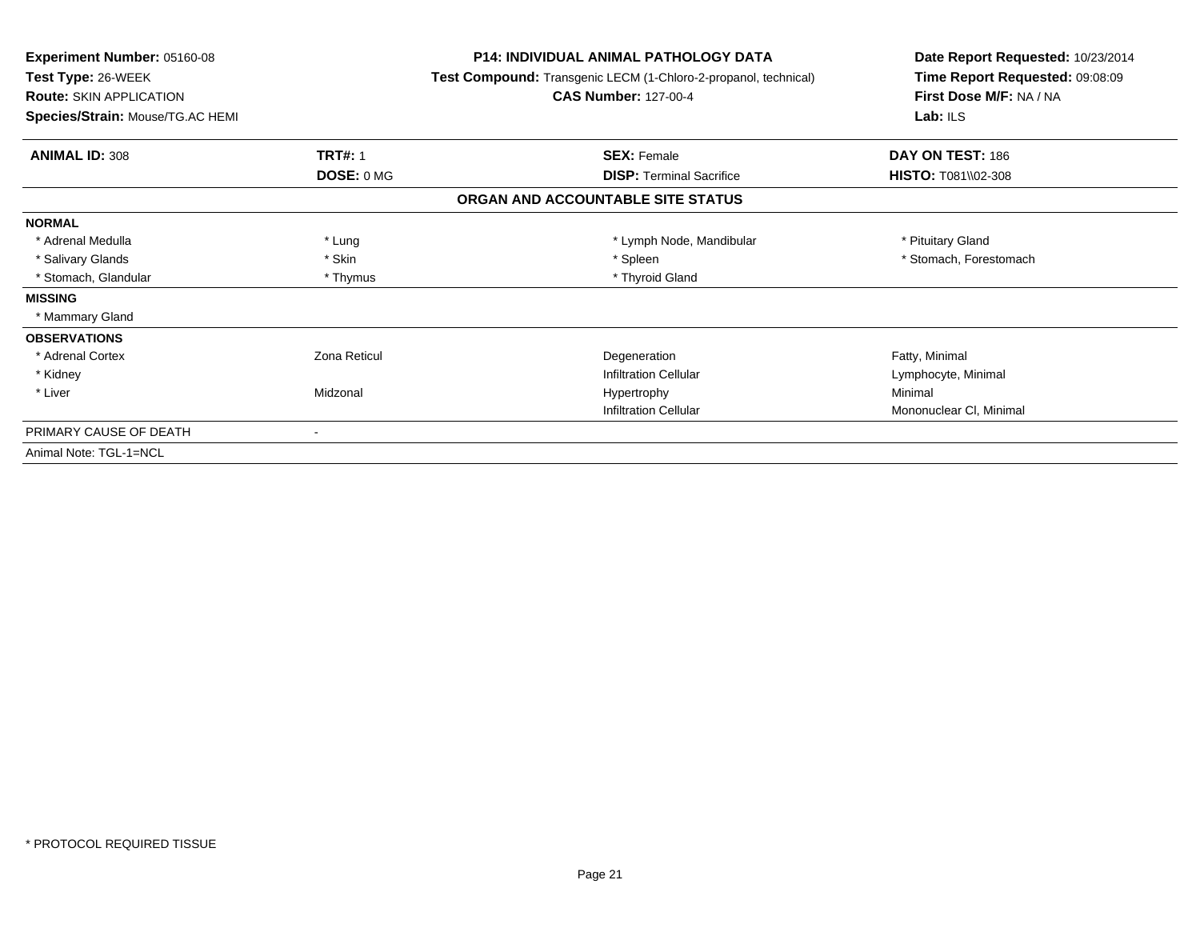**Experiment Number:** 05160-08
**Test Type:** 26-WEEK
**Route:** SKIN APPLICATION
**Species/Strain:** Mouse/TG.AC HEMI

**P14: INDIVIDUAL ANIMAL PATHOLOGY DATA**
**Test Compound:** Transgenic LECM (1-Chloro-2-propanol, technical)
**CAS Number:** 127-00-4

**Date Report Requested:** 10/23/2014
**Time Report Requested:** 09:08:09
**First Dose M/F:** NA / NA
**Lab:** ILS

| **ANIMAL ID:** 308 | **TRT#:** 1 | **SEX:** Female | **DAY ON TEST:** 186 |
|---|---|---|---|
| | **DOSE:** 0 MG | **DISP:** Terminal Sacrifice | **HISTO:** T081\\02-308 |

**ORGAN AND ACCOUNTABLE SITE STATUS**

| | | | |
|---|---|---|---|
| **NORMAL** | | | |
| * Adrenal Medulla | * Lung | * Lymph Node, Mandibular | * Pituitary Gland |
| * Salivary Glands | * Skin | * Spleen | * Stomach, Forestomach |
| * Stomach, Glandular | * Thymus | * Thyroid Gland | |
| **MISSING** | | | |
| * Mammary Gland | | | |
| **OBSERVATIONS** | | | |
| * Adrenal Cortex | Zona Reticul | Degeneration | Fatty, Minimal |
| * Kidney | | Infiltration Cellular | Lymphocyte, Minimal |
| * Liver | Midzonal | Hypertrophy | Minimal |
| | | Infiltration Cellular | Mononuclear Cl, Minimal |
| PRIMARY CAUSE OF DEATH | - | | |
| Animal Note: TGL-1=NCL | | | |

* PROTOCOL REQUIRED TISSUE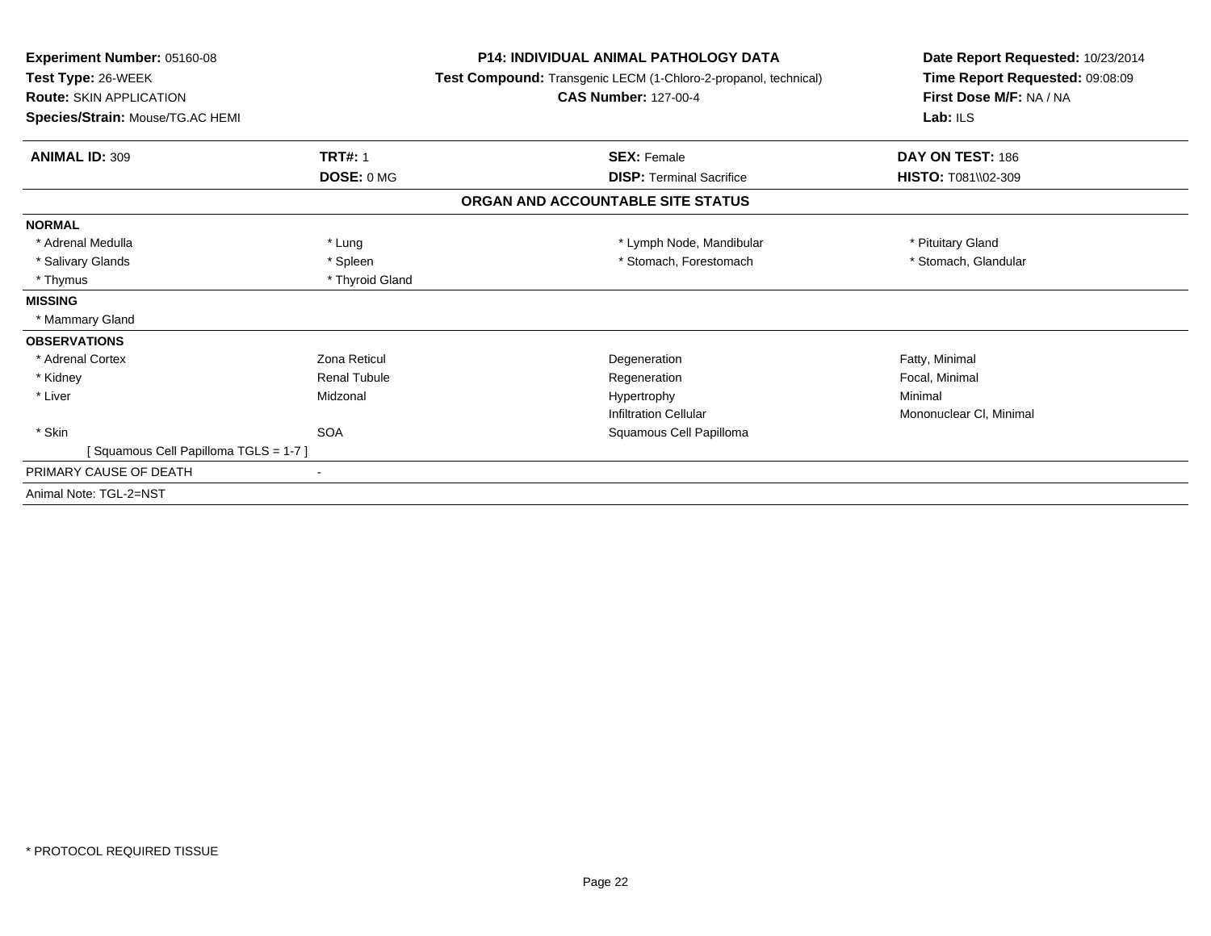**Experiment Number:** 05160-08
**Test Type:** 26-WEEK
**Route:** SKIN APPLICATION
**Species/Strain:** Mouse/TG.AC HEMI

**P14: INDIVIDUAL ANIMAL PATHOLOGY DATA**
**Test Compound:** Transgenic LECM (1-Chloro-2-propanol, technical)
**CAS Number:** 127-00-4

**Date Report Requested:** 10/23/2014
**Time Report Requested:** 09:08:09
**First Dose M/F:** NA / NA
**Lab:** ILS

| **ANIMAL ID:** 309 | **TRT#:** 1 | **SEX:** Female | **DAY ON TEST:** 186 |
|---|---|---|---|
| | **DOSE:** 0 MG | **DISP:** Terminal Sacrifice | **HISTO:** T081\\02-309 |

**ORGAN AND ACCOUNTABLE SITE STATUS**

**NORMAL**

| | | | |
|---|---|---|---|
| * Adrenal Medulla | * Lung | * Lymph Node, Mandibular | * Pituitary Gland |
| * Salivary Glands | * Spleen | * Stomach, Forestomach | * Stomach, Glandular |
| * Thymus | * Thyroid Gland | | |

**MISSING**

* Mammary Gland

**OBSERVATIONS**

| | | | |
|---|---|---|---|
| * Adrenal Cortex | Zona Reticul | Degeneration | Fatty, Minimal |
| * Kidney | Renal Tubule | Regeneration | Focal, Minimal |
| * Liver | Midzonal | Hypertrophy | Minimal |
| | | Infiltration Cellular | Mononuclear Cl, Minimal |
| * Skin | SOA | Squamous Cell Papilloma | |
| [ Squamous Cell Papilloma TGLS = 1-7 ] | | | |

PRIMARY CAUSE OF DEATH -

Animal Note: TGL-2=NST

* PROTOCOL REQUIRED TISSUE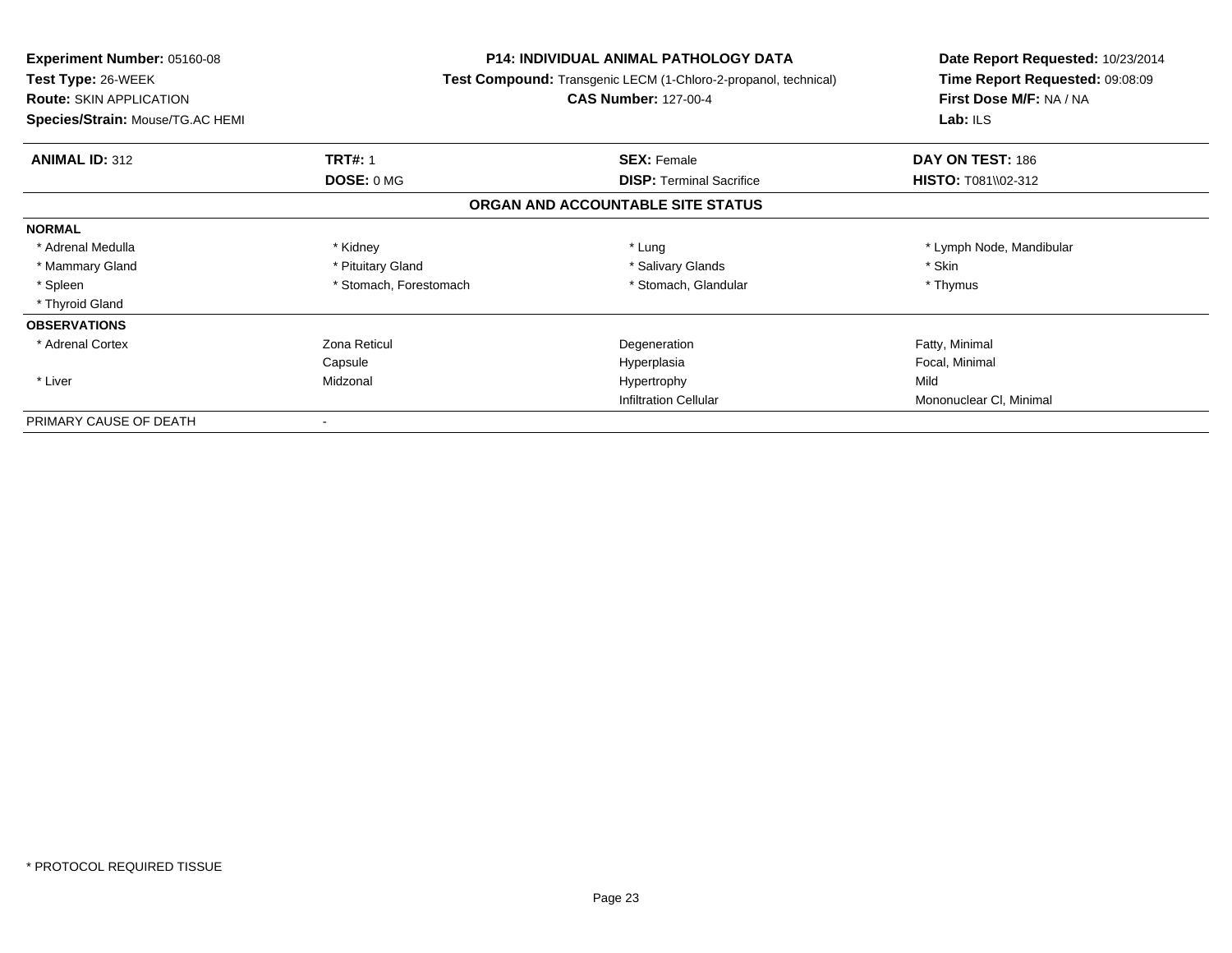**Experiment Number:** 05160-08
**Test Type:** 26-WEEK
**Route:** SKIN APPLICATION
**Species/Strain:** Mouse/TG.AC HEMI

**P14: INDIVIDUAL ANIMAL PATHOLOGY DATA**
**Test Compound:** Transgenic LECM (1-Chloro-2-propanol, technical)
**CAS Number:** 127-00-4

**Date Report Requested:** 10/23/2014
**Time Report Requested:** 09:08:09
**First Dose M/F:** NA / NA
**Lab:** ILS

| **ANIMAL ID:** 312 | **TRT#:** 1 | **SEX:** Female | **DAY ON TEST:** 186 |
|---|---|---|---|
| | **DOSE:** 0 MG | **DISP:** Terminal Sacrifice | **HISTO:** T081\\02-312 |

**ORGAN AND ACCOUNTABLE SITE STATUS**

| | | | |
|---|---|---|---|
| **NORMAL** | | | |
| * Adrenal Medulla | * Kidney | * Lung | * Lymph Node, Mandibular |
| * Mammary Gland | * Pituitary Gland | * Salivary Glands | * Skin |
| * Spleen | * Stomach, Forestomach | * Stomach, Glandular | * Thymus |
| * Thyroid Gland | | | |
| **OBSERVATIONS** | | | |
| * Adrenal Cortex | Zona Reticul | Degeneration | Fatty, Minimal |
| | Capsule | Hyperplasia | Focal, Minimal |
| * Liver | Midzonal | Hypertrophy | Mild |
| | | Infiltration Cellular | Mononuclear Cl, Minimal |
| PRIMARY CAUSE OF DEATH | - | | |

* PROTOCOL REQUIRED TISSUE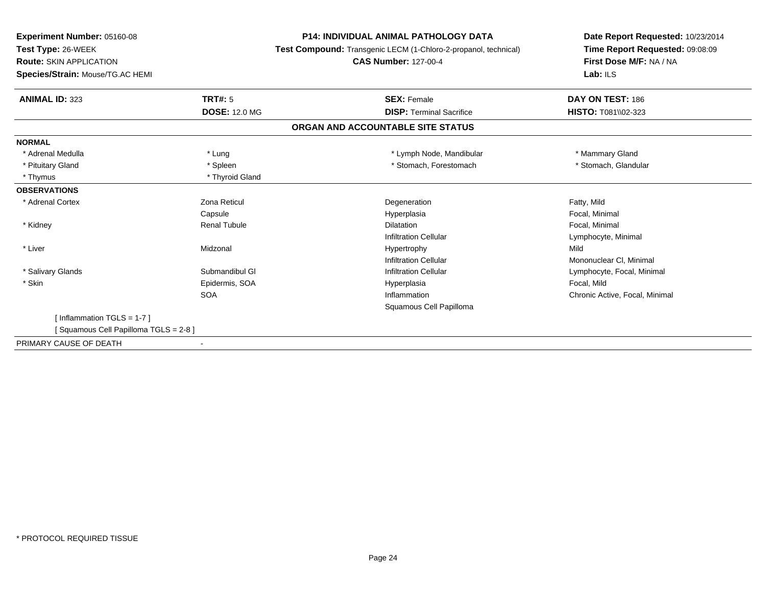**Experiment Number:** 05160-08
**Test Type:** 26-WEEK
**Route:** SKIN APPLICATION
**Species/Strain:** Mouse/TG.AC HEMI

**P14: INDIVIDUAL ANIMAL PATHOLOGY DATA**
**Test Compound:** Transgenic LECM (1-Chloro-2-propanol, technical)
**CAS Number:** 127-00-4

**Date Report Requested:** 10/23/2014
**Time Report Requested:** 09:08:09
**First Dose M/F:** NA / NA
**Lab:** ILS

| **ANIMAL ID:** 323 | **TRT#:** 5 | **SEX:** Female | **DAY ON TEST:** 186 |
|---|---|---|---|
| | **DOSE:** 12.0 MG | **DISP:** Terminal Sacrifice | **HISTO:** T081\\02-323 |

**ORGAN AND ACCOUNTABLE SITE STATUS**

| | | | |
|---|---|---|---|
| **NORMAL** | | | |
| * Adrenal Medulla | * Lung | * Lymph Node, Mandibular | * Mammary Gland |
| * Pituitary Gland | * Spleen | * Stomach, Forestomach | * Stomach, Glandular |
| * Thymus | * Thyroid Gland | | |
| **OBSERVATIONS** | | | |
| * Adrenal Cortex | Zona Reticul | Degeneration | Fatty, Mild |
| | Capsule | Hyperplasia | Focal, Minimal |
| * Kidney | Renal Tubule | Dilatation | Focal, Minimal |
| | | Infiltration Cellular | Lymphocyte, Minimal |
| * Liver | Midzonal | Hypertrophy | Mild |
| | | Infiltration Cellular | Mononuclear Cl, Minimal |
| * Salivary Glands | Submandibul Gl | Infiltration Cellular | Lymphocyte, Focal, Minimal |
| * Skin | Epidermis, SOA | Hyperplasia | Focal, Mild |
| | SOA | Inflammation | Chronic Active, Focal, Minimal |
| | | Squamous Cell Papilloma | |
| [ Inflammation TGLS = 1-7 ] | | | |
| [ Squamous Cell Papilloma TGLS = 2-8 ] | | | |
| PRIMARY CAUSE OF DEATH | - | | |

* PROTOCOL REQUIRED TISSUE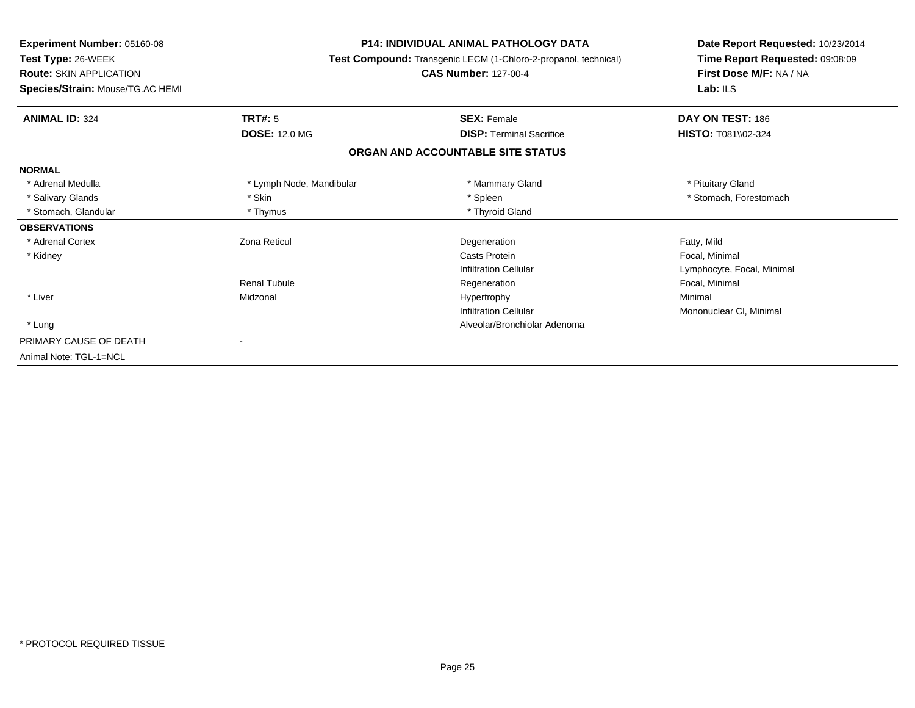**Experiment Number:** 05160-08
**Test Type:** 26-WEEK
**Route:** SKIN APPLICATION
**Species/Strain:** Mouse/TG.AC HEMI

**P14: INDIVIDUAL ANIMAL PATHOLOGY DATA**
**Test Compound:** Transgenic LECM (1-Chloro-2-propanol, technical)
**CAS Number:** 127-00-4

**Date Report Requested:** 10/23/2014
**Time Report Requested:** 09:08:09
**First Dose M/F:** NA / NA
**Lab:** ILS

| **ANIMAL ID:** 324 | **TRT#:** 5 | **SEX:** Female | **DAY ON TEST:** 186 |
|---|---|---|---|
| | **DOSE:** 12.0 MG | **DISP:** Terminal Sacrifice | **HISTO:** T081\\02-324 |

**ORGAN AND ACCOUNTABLE SITE STATUS**

| | | | |
|---|---|---|---|
| **NORMAL** | | | |
| * Adrenal Medulla | * Lymph Node, Mandibular | * Mammary Gland | * Pituitary Gland |
| * Salivary Glands | * Skin | * Spleen | * Stomach, Forestomach |
| * Stomach, Glandular | * Thymus | * Thyroid Gland | |
| **OBSERVATIONS** | | | |
| * Adrenal Cortex | Zona Reticul | Degeneration | Fatty, Mild |
| * Kidney | | Casts Protein | Focal, Minimal |
| | | Infiltration Cellular | Lymphocyte, Focal, Minimal |
| | Renal Tubule | Regeneration | Focal, Minimal |
| * Liver | Midzonal | Hypertrophy | Minimal |
| | | Infiltration Cellular | Mononuclear Cl, Minimal |
| * Lung | | Alveolar/Bronchiolar Adenoma | |
| PRIMARY CAUSE OF DEATH | - | | |
| Animal Note: TGL-1=NCL | | | |

* PROTOCOL REQUIRED TISSUE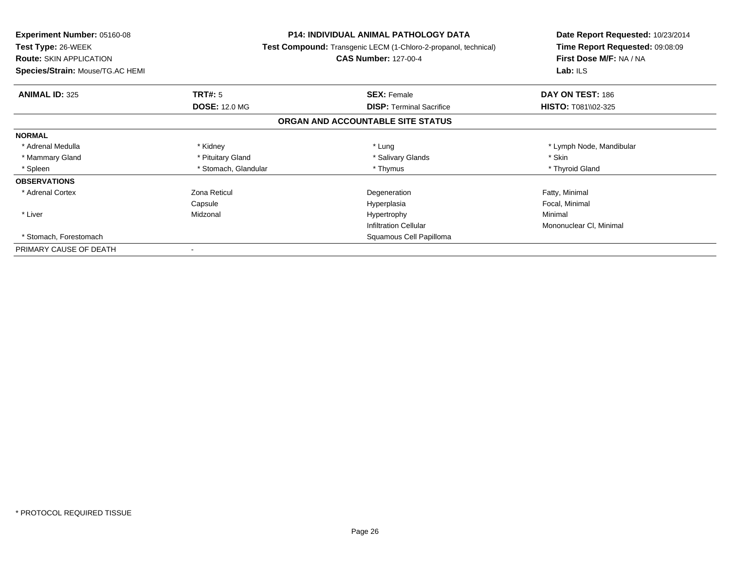**Experiment Number:** 05160-08
**Test Type:** 26-WEEK
**Route:** SKIN APPLICATION
**Species/Strain:** Mouse/TG.AC HEMI

**P14: INDIVIDUAL ANIMAL PATHOLOGY DATA**
**Test Compound:** Transgenic LECM (1-Chloro-2-propanol, technical)
**CAS Number:** 127-00-4

**Date Report Requested:** 10/23/2014
**Time Report Requested:** 09:08:09
**First Dose M/F:** NA / NA
**Lab:** ILS

| **ANIMAL ID:** 325 | **TRT#:** 5 | **SEX:** Female | **DAY ON TEST:** 186 |
|---|---|---|---|
| | **DOSE:** 12.0 MG | **DISP:** Terminal Sacrifice | **HISTO:** T081\\02-325 |

**ORGAN AND ACCOUNTABLE SITE STATUS**

| | | | |
|---|---|---|---|
| **NORMAL** | | | |
| * Adrenal Medulla | * Kidney | * Lung | * Lymph Node, Mandibular |
| * Mammary Gland | * Pituitary Gland | * Salivary Glands | * Skin |
| * Spleen | * Stomach, Glandular | * Thymus | * Thyroid Gland |
| **OBSERVATIONS** | | | |
| * Adrenal Cortex | Zona Reticul | Degeneration | Fatty, Minimal |
| | Capsule | Hyperplasia | Focal, Minimal |
| * Liver | Midzonal | Hypertrophy | Minimal |
| | | Infiltration Cellular | Mononuclear Cl, Minimal |
| * Stomach, Forestomach | | Squamous Cell Papilloma | |
| PRIMARY CAUSE OF DEATH | - | | |

* PROTOCOL REQUIRED TISSUE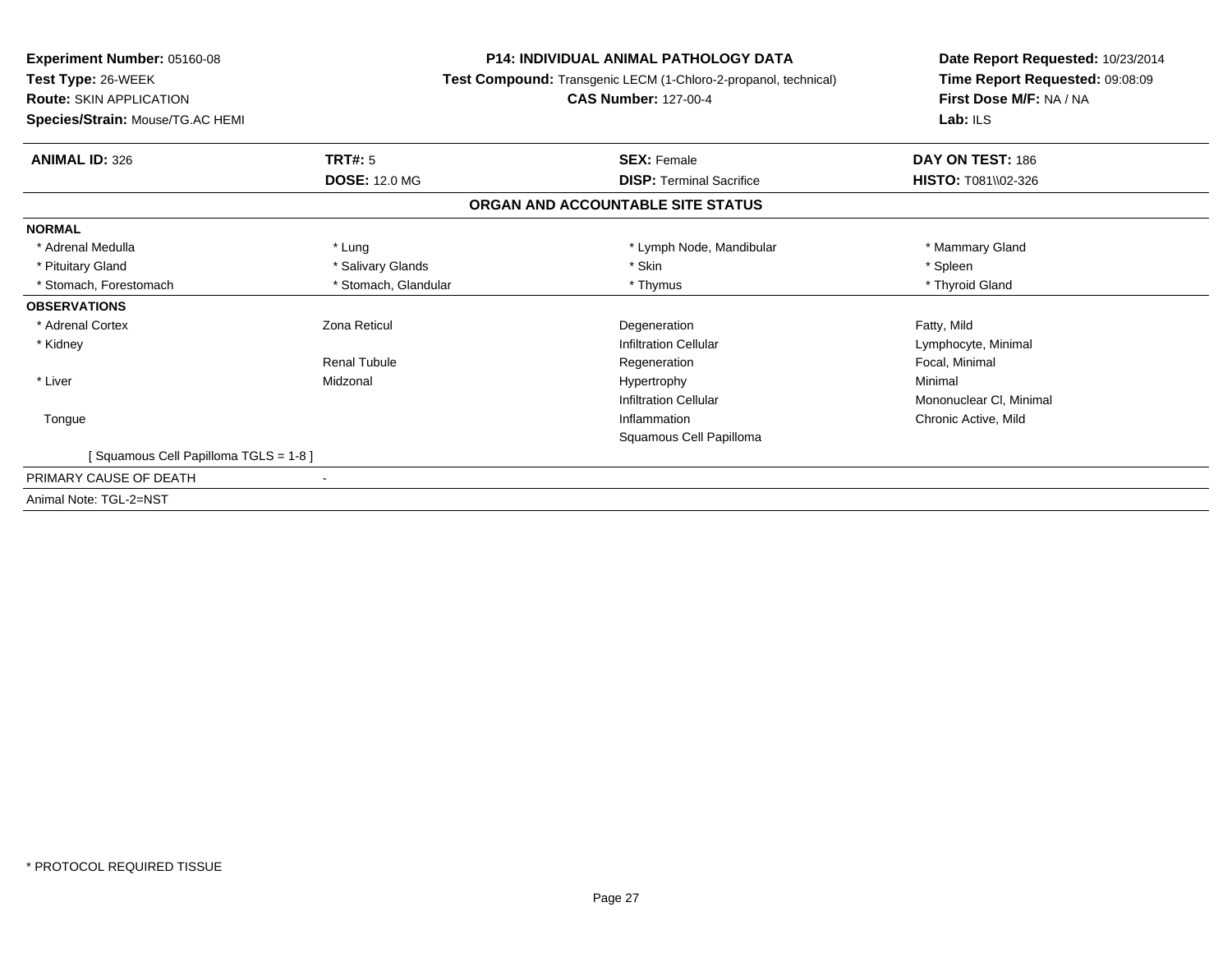**Experiment Number:** 05160-08
**Test Type:** 26-WEEK
**Route:** SKIN APPLICATION
**Species/Strain:** Mouse/TG.AC HEMI

**P14: INDIVIDUAL ANIMAL PATHOLOGY DATA**
**Test Compound:** Transgenic LECM (1-Chloro-2-propanol, technical)
**CAS Number:** 127-00-4

**Date Report Requested:** 10/23/2014
**Time Report Requested:** 09:08:09
**First Dose M/F:** NA / NA
**Lab:** ILS

| **ANIMAL ID:** 326 | **TRT#:** 5 | **SEX:** Female | **DAY ON TEST:** 186 |
|---|---|---|---|
| | **DOSE:** 12.0 MG | **DISP:** Terminal Sacrifice | **HISTO:** T081\\02-326 |

## ORGAN AND ACCOUNTABLE SITE STATUS

**NORMAL**

| | | | |
|---|---|---|---|
| * Adrenal Medulla | * Lung | * Lymph Node, Mandibular | * Mammary Gland |
| * Pituitary Gland | * Salivary Glands | * Skin | * Spleen |
| * Stomach, Forestomach | * Stomach, Glandular | * Thymus | * Thyroid Gland |

**OBSERVATIONS**

| | | | |
|---|---|---|---|
| * Adrenal Cortex | Zona Reticul | Degeneration | Fatty, Mild |
| * Kidney | | Infiltration Cellular | Lymphocyte, Minimal |
| | Renal Tubule | Regeneration | Focal, Minimal |
| * Liver | Midzonal | Hypertrophy | Minimal |
| | | Infiltration Cellular | Mononuclear Cl, Minimal |
| Tongue | | Inflammation | Chronic Active, Mild |
| | | Squamous Cell Papilloma | |

[ Squamous Cell Papilloma TGLS = 1-8 ]

PRIMARY CAUSE OF DEATH -

Animal Note: TGL-2=NST

* PROTOCOL REQUIRED TISSUE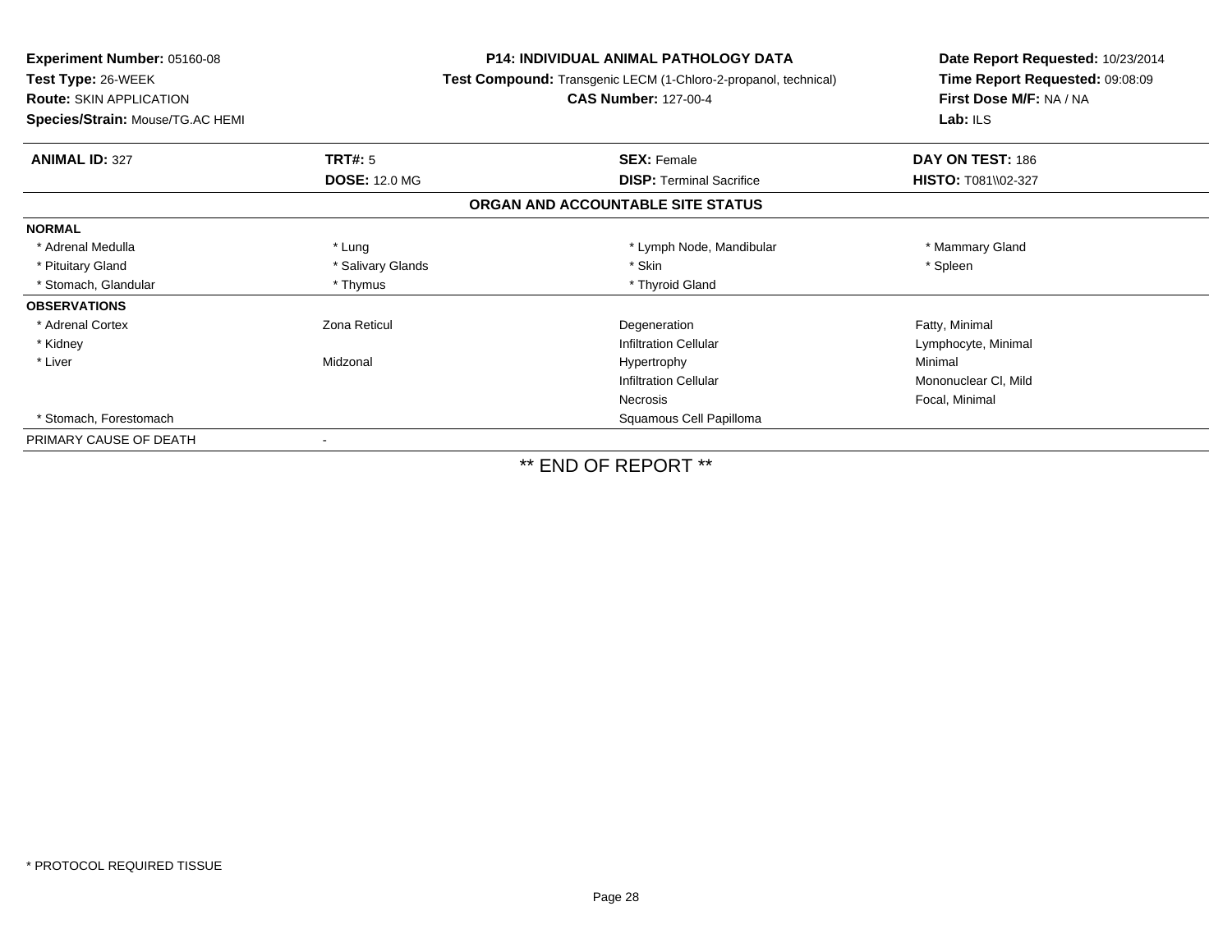**Experiment Number:** 05160-08
**Test Type:** 26-WEEK
**Route:** SKIN APPLICATION
**Species/Strain:** Mouse/TG.AC HEMI

**P14: INDIVIDUAL ANIMAL PATHOLOGY DATA**
**Test Compound:** Transgenic LECM (1-Chloro-2-propanol, technical)
**CAS Number:** 127-00-4

**Date Report Requested:** 10/23/2014
**Time Report Requested:** 09:08:09
**First Dose M/F:** NA / NA
**Lab:** ILS

| | | | |
|---|---|---|---|
| **ANIMAL ID:** 327 | **TRT#:** 5 | **SEX:** Female | **DAY ON TEST:** 186 |
| | **DOSE:** 12.0 MG | **DISP:** Terminal Sacrifice | **HISTO:** T081\\02-327 |

**ORGAN AND ACCOUNTABLE SITE STATUS**

| | | | |
|---|---|---|---|
| **NORMAL** | | | |
| * Adrenal Medulla | * Lung | * Lymph Node, Mandibular | * Mammary Gland |
| * Pituitary Gland | * Salivary Glands | * Skin | * Spleen |
| * Stomach, Glandular | * Thymus | * Thyroid Gland | |
| **OBSERVATIONS** | | | |
| * Adrenal Cortex | Zona Reticul | Degeneration | Fatty, Minimal |
| * Kidney | | Infiltration Cellular | Lymphocyte, Minimal |
| * Liver | Midzonal | Hypertrophy | Minimal |
| | | Infiltration Cellular | Mononuclear Cl, Mild |
| | | Necrosis | Focal, Minimal |
| * Stomach, Forestomach | | Squamous Cell Papilloma | |
| PRIMARY CAUSE OF DEATH | - | | |

** END OF REPORT **

* PROTOCOL REQUIRED TISSUE